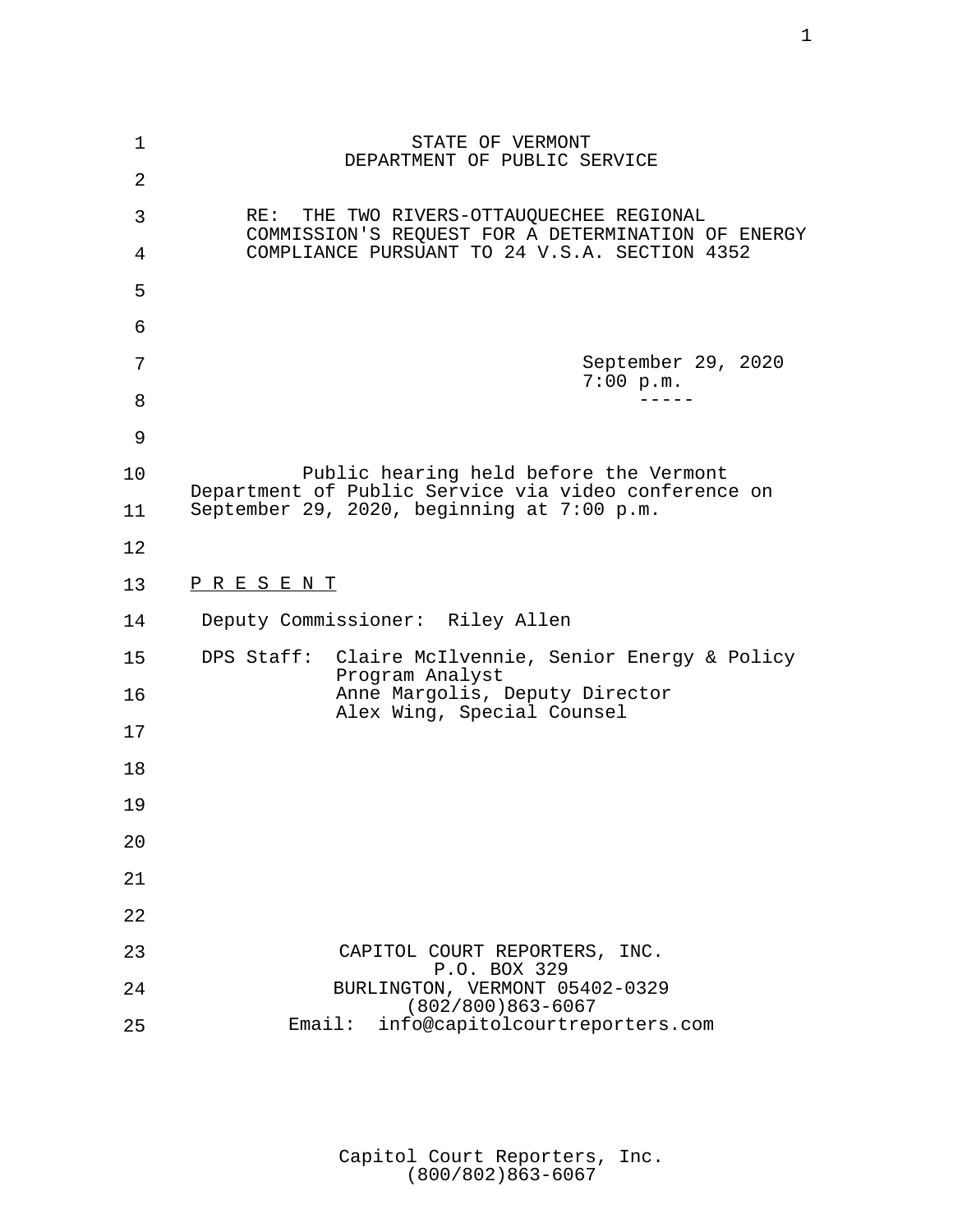STATE OF VERMONT
DEPARTMENT OF PUBLIC SERVICE

RE: THE TWO RIVERS-OTTAUQUECHEE REGIONAL COMMISSION'S REQUEST FOR A DETERMINATION OF ENERGY COMPLIANCE PURSUANT TO 24 V.S.A. SECTION 4352

September 29, 2020
7:00 p.m.
-----

Public hearing held before the Vermont Department of Public Service via video conference on September 29, 2020, beginning at 7:00 p.m.

P R E S E N T

Deputy Commissioner: Riley Allen

DPS Staff: Claire McIlvennie, Senior Energy & Policy Program Analyst
Anne Margolis, Deputy Director
Alex Wing, Special Counsel

CAPITOL COURT REPORTERS, INC.
P.O. BOX 329
BURLINGTON, VERMONT 05402-0329
(802/800)863-6067
Email: info@capitolcourtreporters.com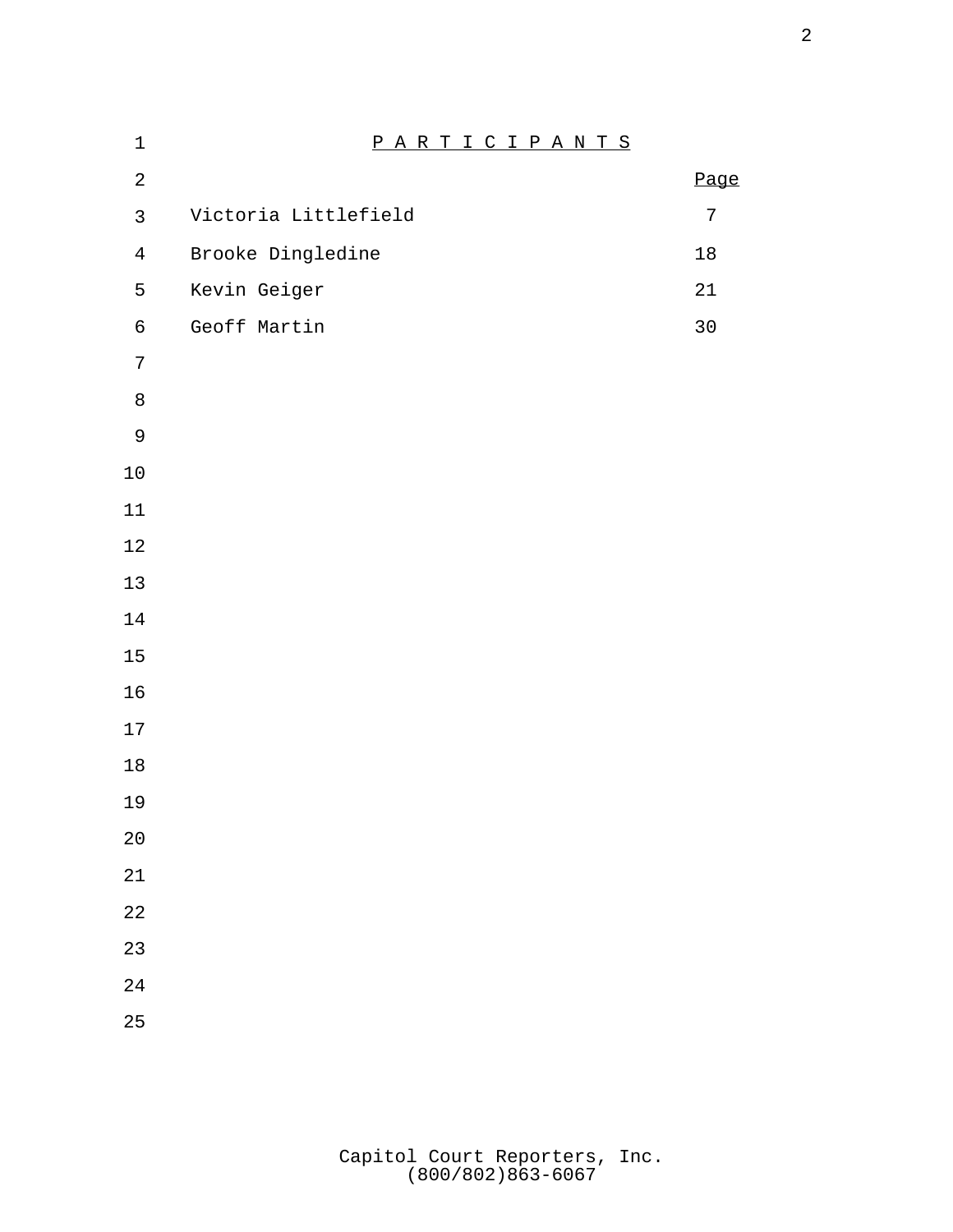# PARTICIPANTS

| | Page |
|---|---|
| Victoria Littlefield | 7 |
| Brooke Dingledine | 18 |
| Kevin Geiger | 21 |
| Geoff Martin | 30 |

Capitol Court Reporters, Inc.
(800/802)863-6067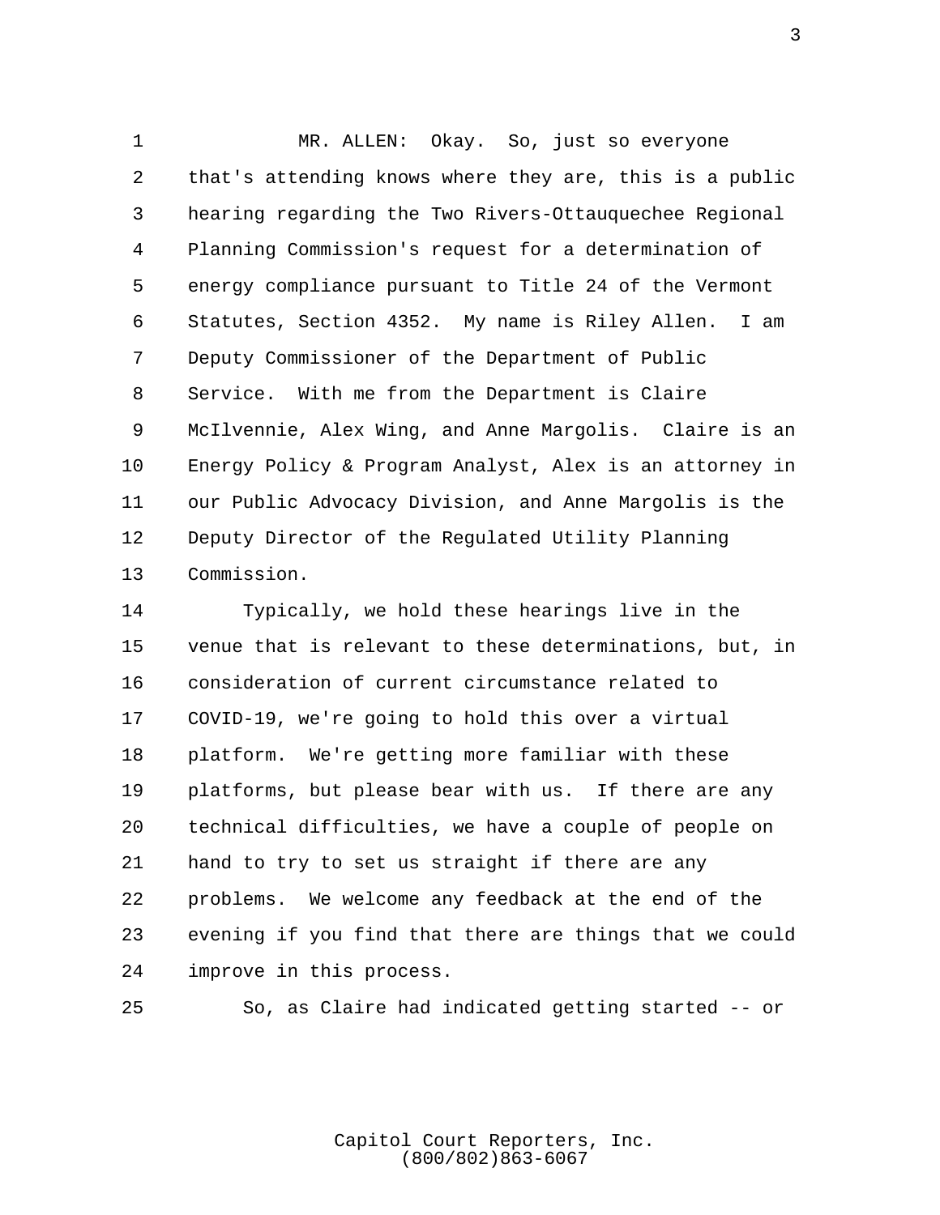MR. ALLEN: Okay. So, just so everyone that's attending knows where they are, this is a public hearing regarding the Two Rivers-Ottauquechee Regional Planning Commission's request for a determination of energy compliance pursuant to Title 24 of the Vermont Statutes, Section 4352. My name is Riley Allen. I am Deputy Commissioner of the Department of Public Service. With me from the Department is Claire McIlvennie, Alex Wing, and Anne Margolis. Claire is an Energy Policy & Program Analyst, Alex is an attorney in our Public Advocacy Division, and Anne Margolis is the Deputy Director of the Regulated Utility Planning Commission.

Typically, we hold these hearings live in the venue that is relevant to these determinations, but, in consideration of current circumstance related to COVID-19, we're going to hold this over a virtual platform. We're getting more familiar with these platforms, but please bear with us. If there are any technical difficulties, we have a couple of people on hand to try to set us straight if there are any problems. We welcome any feedback at the end of the evening if you find that there are things that we could improve in this process.

So, as Claire had indicated getting started -- or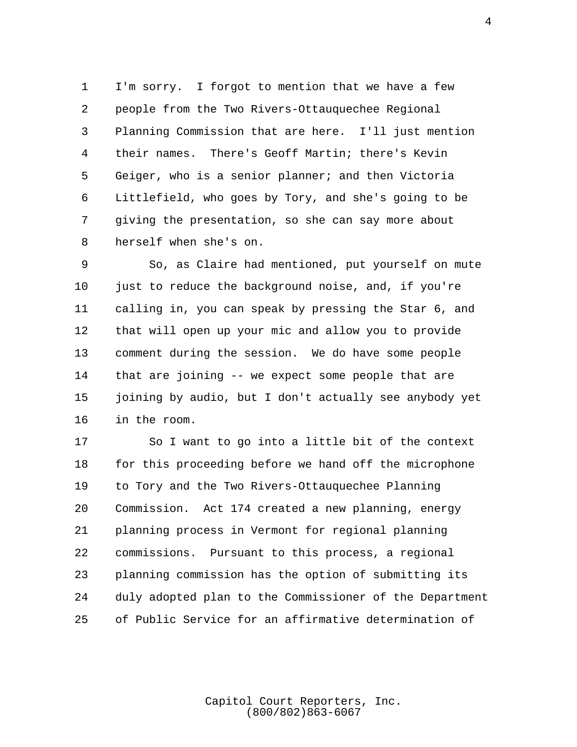I'm sorry. I forgot to mention that we have a few people from the Two Rivers-Ottauquechee Regional Planning Commission that are here. I'll just mention their names. There's Geoff Martin; there's Kevin Geiger, who is a senior planner; and then Victoria Littlefield, who goes by Tory, and she's going to be giving the presentation, so she can say more about herself when she's on.

So, as Claire had mentioned, put yourself on mute just to reduce the background noise, and, if you're calling in, you can speak by pressing the Star 6, and that will open up your mic and allow you to provide comment during the session. We do have some people that are joining -- we expect some people that are joining by audio, but I don't actually see anybody yet in the room.

So I want to go into a little bit of the context for this proceeding before we hand off the microphone to Tory and the Two Rivers-Ottauquechee Planning Commission. Act 174 created a new planning, energy planning process in Vermont for regional planning commissions. Pursuant to this process, a regional planning commission has the option of submitting its duly adopted plan to the Commissioner of the Department of Public Service for an affirmative determination of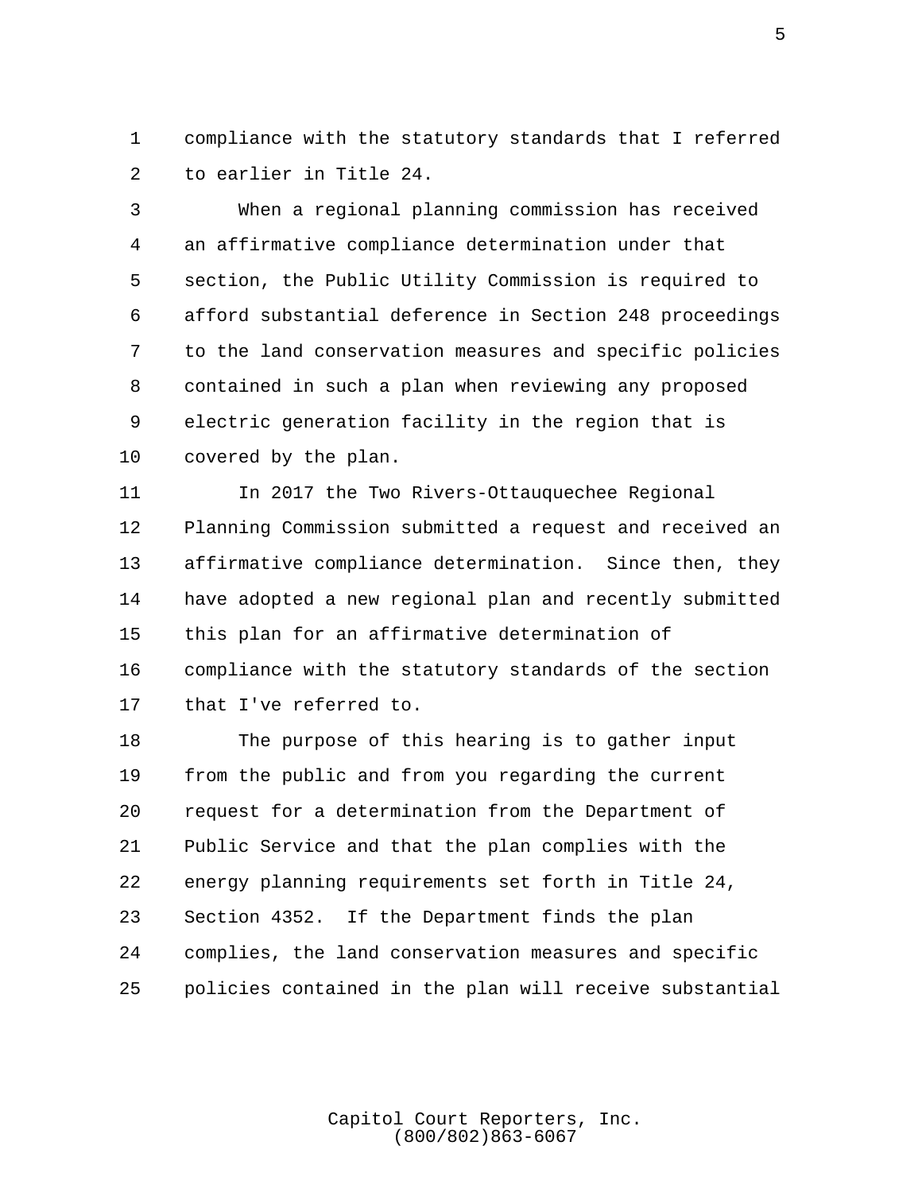compliance with the statutory standards that I referred to earlier in Title 24.

When a regional planning commission has received an affirmative compliance determination under that section, the Public Utility Commission is required to afford substantial deference in Section 248 proceedings to the land conservation measures and specific policies contained in such a plan when reviewing any proposed electric generation facility in the region that is covered by the plan.

In 2017 the Two Rivers-Ottauquechee Regional Planning Commission submitted a request and received an affirmative compliance determination. Since then, they have adopted a new regional plan and recently submitted this plan for an affirmative determination of compliance with the statutory standards of the section that I've referred to.

The purpose of this hearing is to gather input from the public and from you regarding the current request for a determination from the Department of Public Service and that the plan complies with the energy planning requirements set forth in Title 24, Section 4352. If the Department finds the plan complies, the land conservation measures and specific policies contained in the plan will receive substantial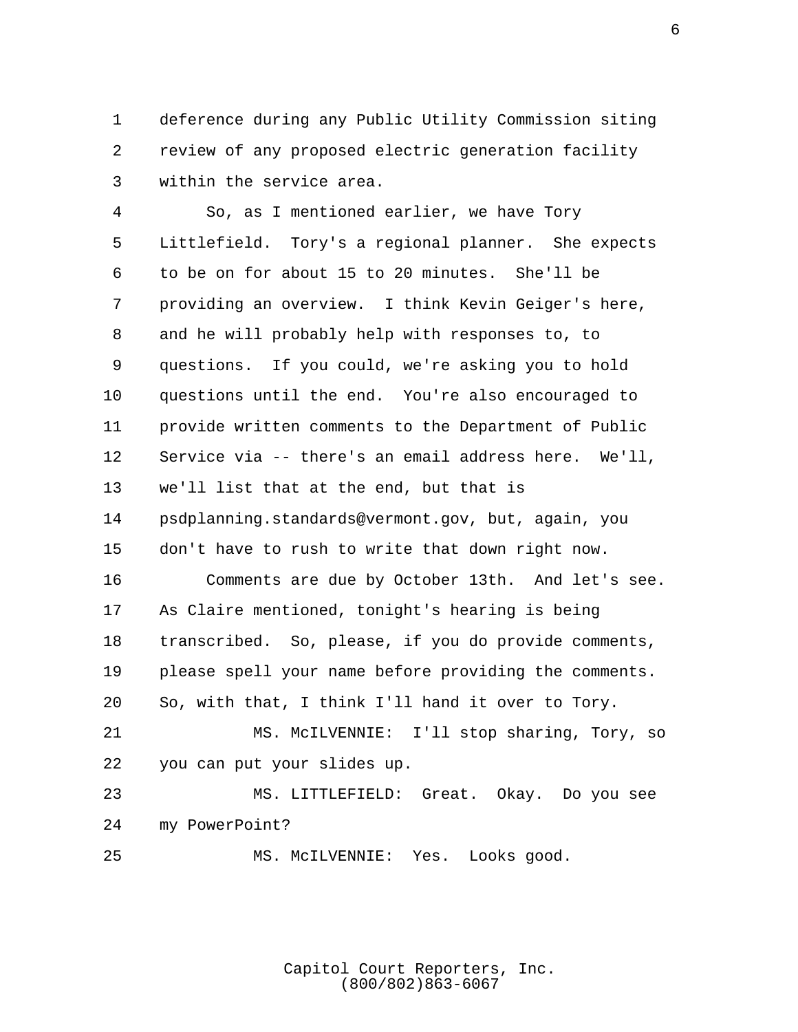deference during any Public Utility Commission siting review of any proposed electric generation facility within the service area.

So, as I mentioned earlier, we have Tory Littlefield. Tory's a regional planner. She expects to be on for about 15 to 20 minutes. She'll be providing an overview. I think Kevin Geiger's here, and he will probably help with responses to, to questions. If you could, we're asking you to hold questions until the end. You're also encouraged to provide written comments to the Department of Public Service via -- there's an email address here. We'll, we'll list that at the end, but that is psdplanning.standards@vermont.gov, but, again, you don't have to rush to write that down right now.

Comments are due by October 13th. And let's see. As Claire mentioned, tonight's hearing is being transcribed. So, please, if you do provide comments, please spell your name before providing the comments. So, with that, I think I'll hand it over to Tory.

MS. McILVENNIE: I'll stop sharing, Tory, so you can put your slides up.

MS. LITTLEFIELD: Great. Okay. Do you see my PowerPoint?

MS. McILVENNIE: Yes. Looks good.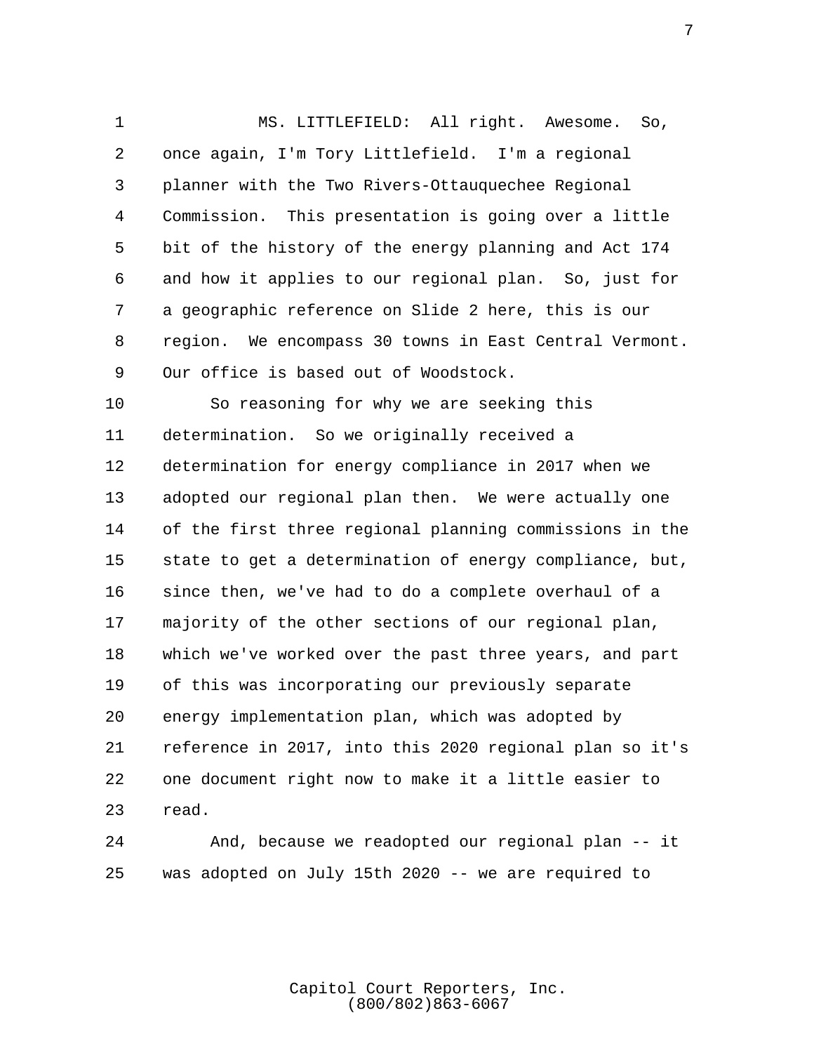MS. LITTLEFIELD: All right. Awesome. So, once again, I'm Tory Littlefield. I'm a regional planner with the Two Rivers-Ottauquechee Regional Commission. This presentation is going over a little bit of the history of the energy planning and Act 174 and how it applies to our regional plan. So, just for a geographic reference on Slide 2 here, this is our region. We encompass 30 towns in East Central Vermont. Our office is based out of Woodstock.

So reasoning for why we are seeking this determination. So we originally received a determination for energy compliance in 2017 when we adopted our regional plan then. We were actually one of the first three regional planning commissions in the state to get a determination of energy compliance, but, since then, we've had to do a complete overhaul of a majority of the other sections of our regional plan, which we've worked over the past three years, and part of this was incorporating our previously separate energy implementation plan, which was adopted by reference in 2017, into this 2020 regional plan so it's one document right now to make it a little easier to read.

And, because we readopted our regional plan -- it was adopted on July 15th 2020 -- we are required to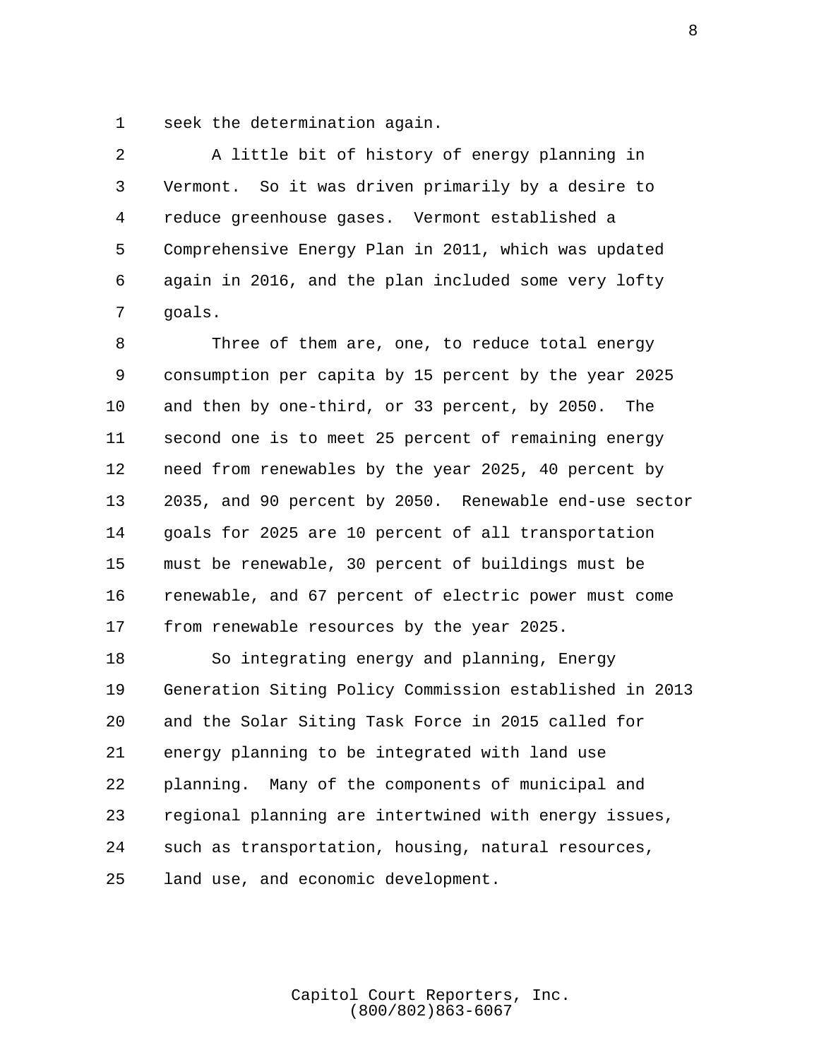seek the determination again.

A little bit of history of energy planning in Vermont. So it was driven primarily by a desire to reduce greenhouse gases. Vermont established a Comprehensive Energy Plan in 2011, which was updated again in 2016, and the plan included some very lofty goals.

Three of them are, one, to reduce total energy consumption per capita by 15 percent by the year 2025 and then by one-third, or 33 percent, by 2050. The second one is to meet 25 percent of remaining energy need from renewables by the year 2025, 40 percent by 2035, and 90 percent by 2050. Renewable end-use sector goals for 2025 are 10 percent of all transportation must be renewable, 30 percent of buildings must be renewable, and 67 percent of electric power must come from renewable resources by the year 2025.

So integrating energy and planning, Energy Generation Siting Policy Commission established in 2013 and the Solar Siting Task Force in 2015 called for energy planning to be integrated with land use planning. Many of the components of municipal and regional planning are intertwined with energy issues, such as transportation, housing, natural resources, land use, and economic development.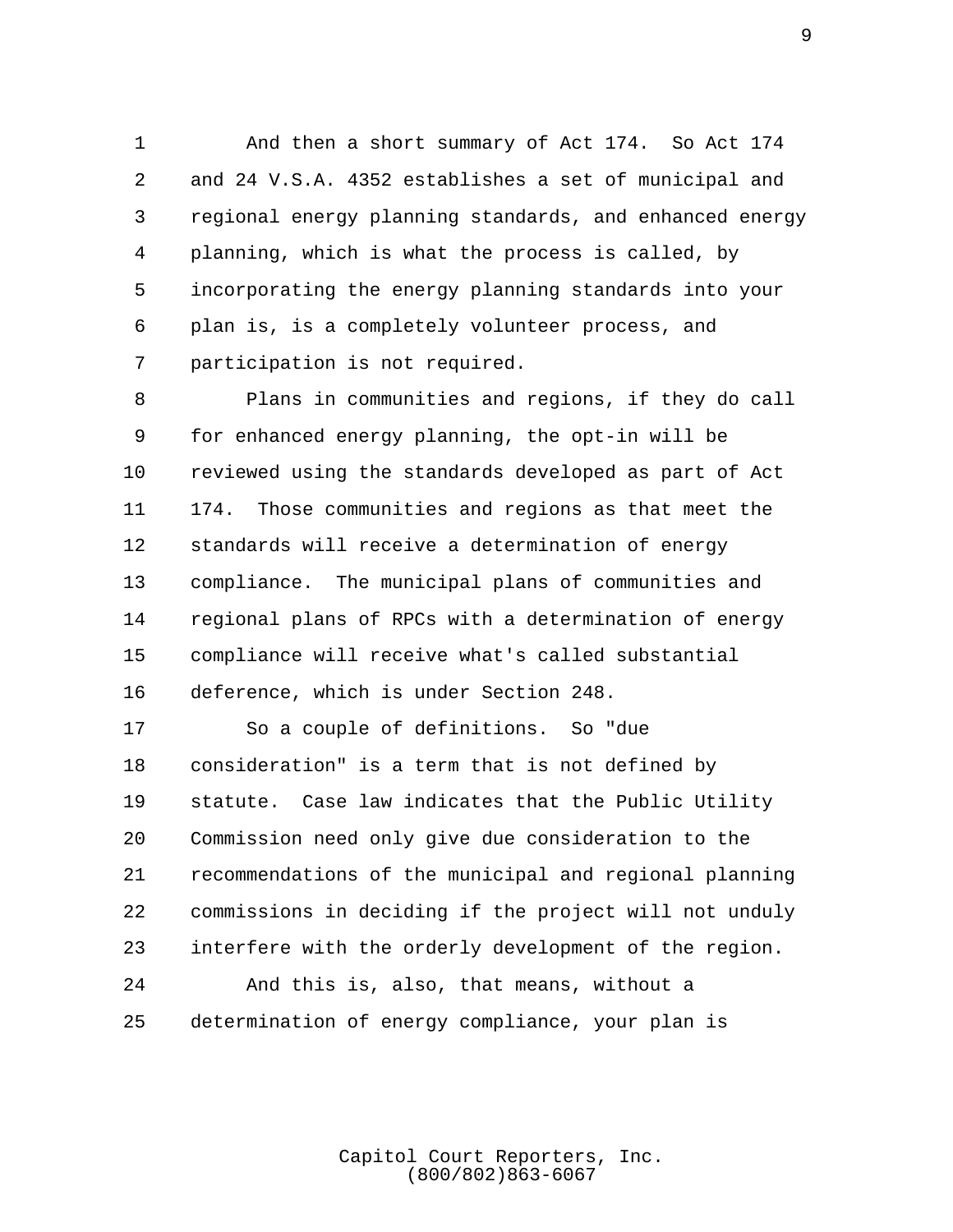And then a short summary of Act 174. So Act 174 and 24 V.S.A. 4352 establishes a set of municipal and regional energy planning standards, and enhanced energy planning, which is what the process is called, by incorporating the energy planning standards into your plan is, is a completely volunteer process, and participation is not required.

Plans in communities and regions, if they do call for enhanced energy planning, the opt-in will be reviewed using the standards developed as part of Act 174. Those communities and regions as that meet the standards will receive a determination of energy compliance. The municipal plans of communities and regional plans of RPCs with a determination of energy compliance will receive what's called substantial deference, which is under Section 248.

So a couple of definitions. So "due consideration" is a term that is not defined by statute. Case law indicates that the Public Utility Commission need only give due consideration to the recommendations of the municipal and regional planning commissions in deciding if the project will not unduly interfere with the orderly development of the region.

And this is, also, that means, without a determination of energy compliance, your plan is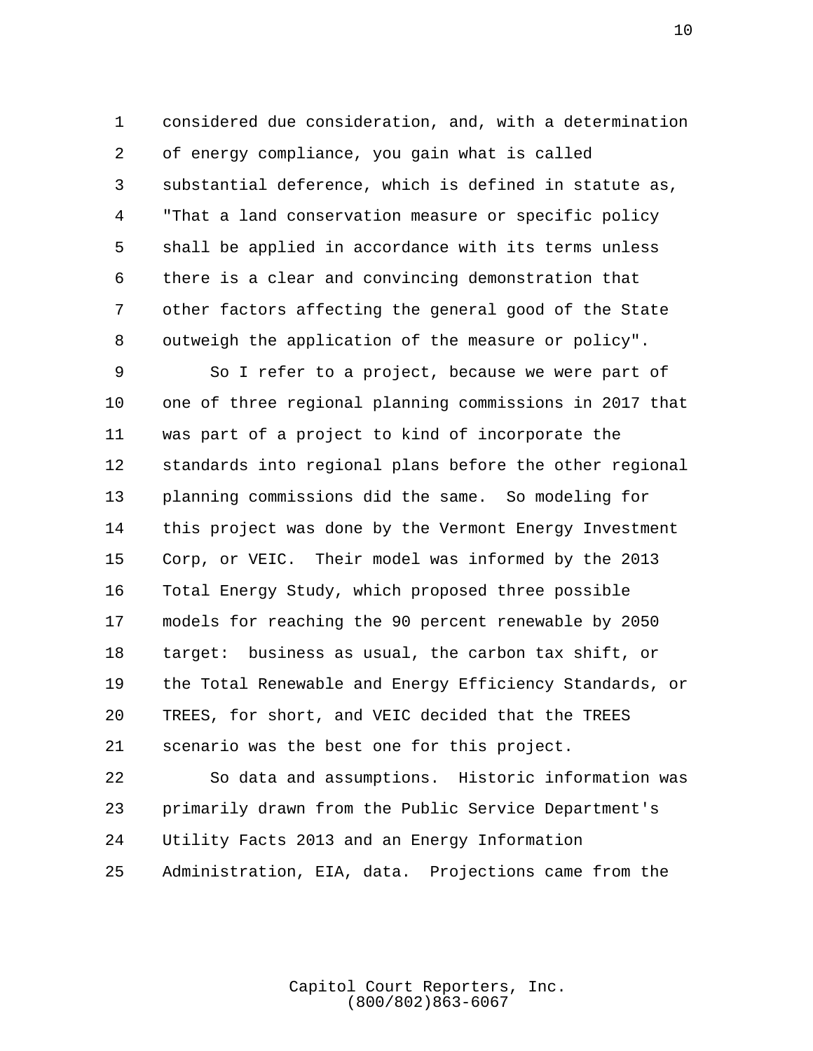considered due consideration, and, with a determination of energy compliance, you gain what is called substantial deference, which is defined in statute as, "That a land conservation measure or specific policy shall be applied in accordance with its terms unless there is a clear and convincing demonstration that other factors affecting the general good of the State outweigh the application of the measure or policy".

So I refer to a project, because we were part of one of three regional planning commissions in 2017 that was part of a project to kind of incorporate the standards into regional plans before the other regional planning commissions did the same. So modeling for this project was done by the Vermont Energy Investment Corp, or VEIC. Their model was informed by the 2013 Total Energy Study, which proposed three possible models for reaching the 90 percent renewable by 2050 target: business as usual, the carbon tax shift, or the Total Renewable and Energy Efficiency Standards, or TREES, for short, and VEIC decided that the TREES scenario was the best one for this project.

So data and assumptions. Historic information was primarily drawn from the Public Service Department's Utility Facts 2013 and an Energy Information Administration, EIA, data. Projections came from the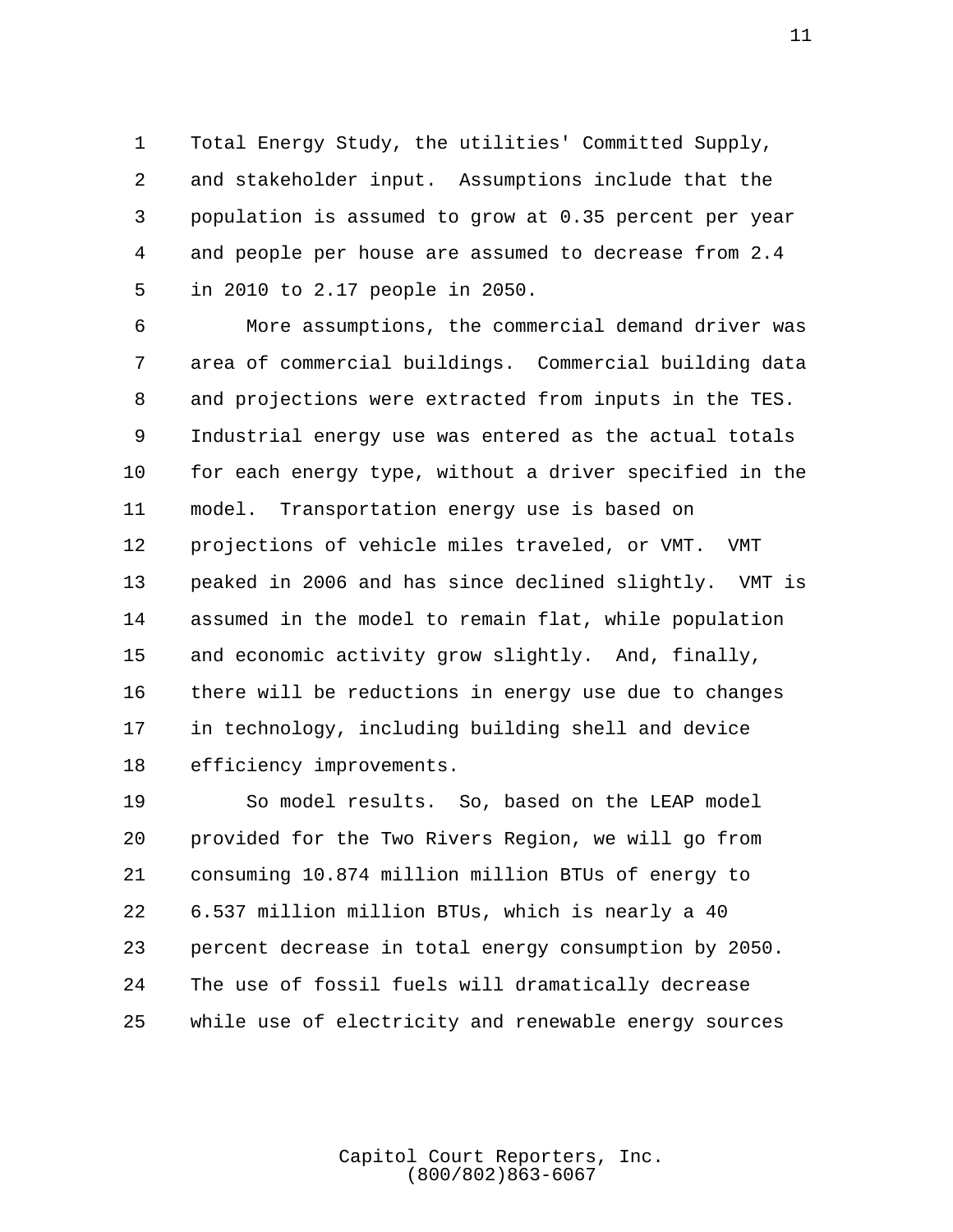Total Energy Study, the utilities' Committed Supply, and stakeholder input. Assumptions include that the population is assumed to grow at 0.35 percent per year and people per house are assumed to decrease from 2.4 in 2010 to 2.17 people in 2050.

More assumptions, the commercial demand driver was area of commercial buildings. Commercial building data and projections were extracted from inputs in the TES. Industrial energy use was entered as the actual totals for each energy type, without a driver specified in the model. Transportation energy use is based on projections of vehicle miles traveled, or VMT. VMT peaked in 2006 and has since declined slightly. VMT is assumed in the model to remain flat, while population and economic activity grow slightly. And, finally, there will be reductions in energy use due to changes in technology, including building shell and device efficiency improvements.

So model results. So, based on the LEAP model provided for the Two Rivers Region, we will go from consuming 10.874 million million BTUs of energy to 6.537 million million BTUs, which is nearly a 40 percent decrease in total energy consumption by 2050. The use of fossil fuels will dramatically decrease while use of electricity and renewable energy sources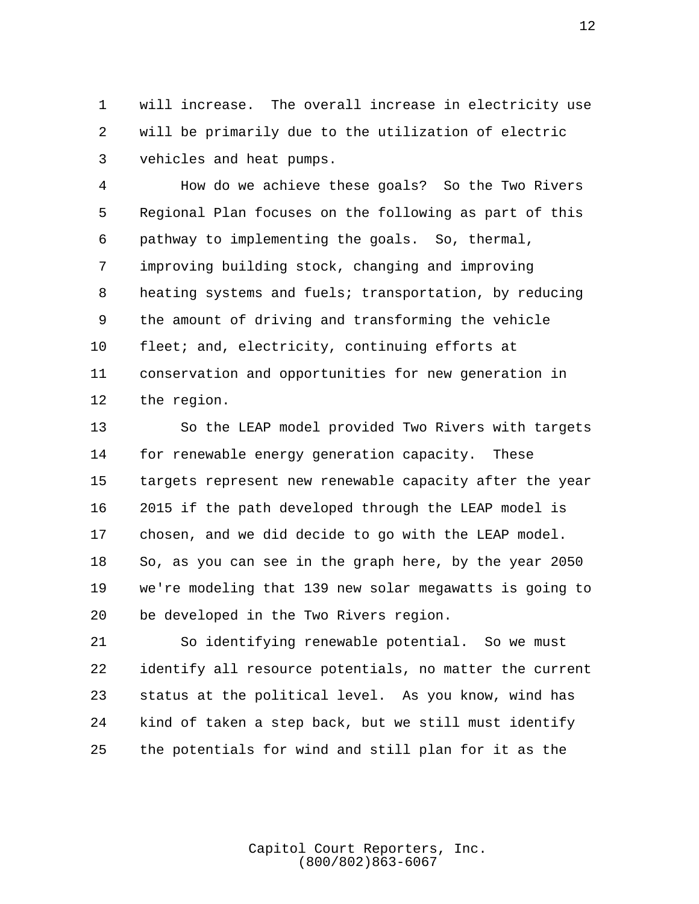will increase. The overall increase in electricity use will be primarily due to the utilization of electric vehicles and heat pumps.

How do we achieve these goals? So the Two Rivers Regional Plan focuses on the following as part of this pathway to implementing the goals. So, thermal, improving building stock, changing and improving heating systems and fuels; transportation, by reducing the amount of driving and transforming the vehicle fleet; and, electricity, continuing efforts at conservation and opportunities for new generation in the region.

So the LEAP model provided Two Rivers with targets for renewable energy generation capacity. These targets represent new renewable capacity after the year 2015 if the path developed through the LEAP model is chosen, and we did decide to go with the LEAP model. So, as you can see in the graph here, by the year 2050 we're modeling that 139 new solar megawatts is going to be developed in the Two Rivers region.

So identifying renewable potential. So we must identify all resource potentials, no matter the current status at the political level. As you know, wind has kind of taken a step back, but we still must identify the potentials for wind and still plan for it as the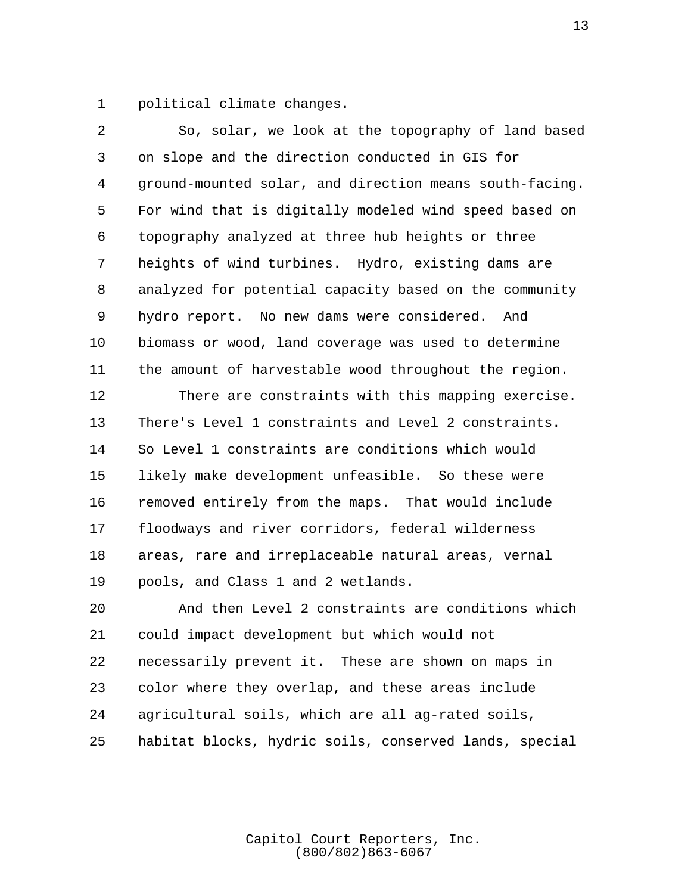political climate changes.

So, solar, we look at the topography of land based on slope and the direction conducted in GIS for ground-mounted solar, and direction means south-facing. For wind that is digitally modeled wind speed based on topography analyzed at three hub heights or three heights of wind turbines. Hydro, existing dams are analyzed for potential capacity based on the community hydro report. No new dams were considered. And biomass or wood, land coverage was used to determine the amount of harvestable wood throughout the region.

There are constraints with this mapping exercise. There's Level 1 constraints and Level 2 constraints. So Level 1 constraints are conditions which would likely make development unfeasible. So these were removed entirely from the maps. That would include floodways and river corridors, federal wilderness areas, rare and irreplaceable natural areas, vernal pools, and Class 1 and 2 wetlands.

And then Level 2 constraints are conditions which could impact development but which would not necessarily prevent it. These are shown on maps in color where they overlap, and these areas include agricultural soils, which are all ag-rated soils, habitat blocks, hydric soils, conserved lands, special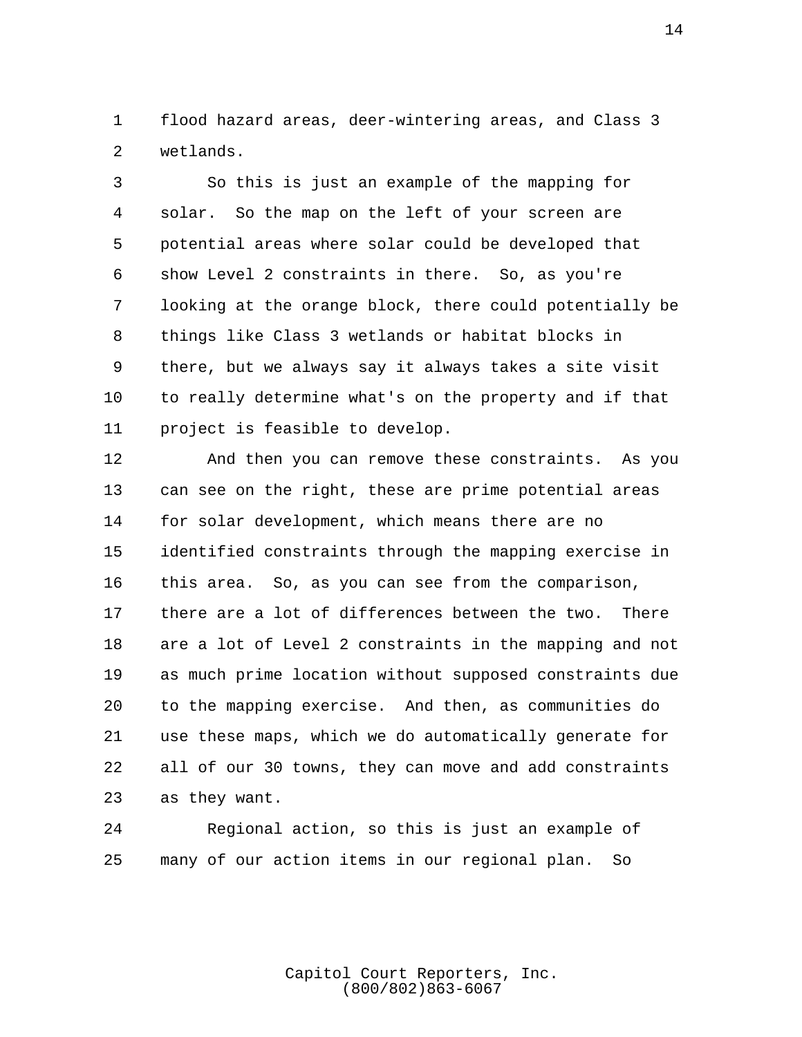flood hazard areas, deer-wintering areas, and Class 3 wetlands.

So this is just an example of the mapping for solar. So the map on the left of your screen are potential areas where solar could be developed that show Level 2 constraints in there. So, as you're looking at the orange block, there could potentially be things like Class 3 wetlands or habitat blocks in there, but we always say it always takes a site visit to really determine what's on the property and if that project is feasible to develop.

And then you can remove these constraints. As you can see on the right, these are prime potential areas for solar development, which means there are no identified constraints through the mapping exercise in this area. So, as you can see from the comparison, there are a lot of differences between the two. There are a lot of Level 2 constraints in the mapping and not as much prime location without supposed constraints due to the mapping exercise. And then, as communities do use these maps, which we do automatically generate for all of our 30 towns, they can move and add constraints as they want.

Regional action, so this is just an example of many of our action items in our regional plan. So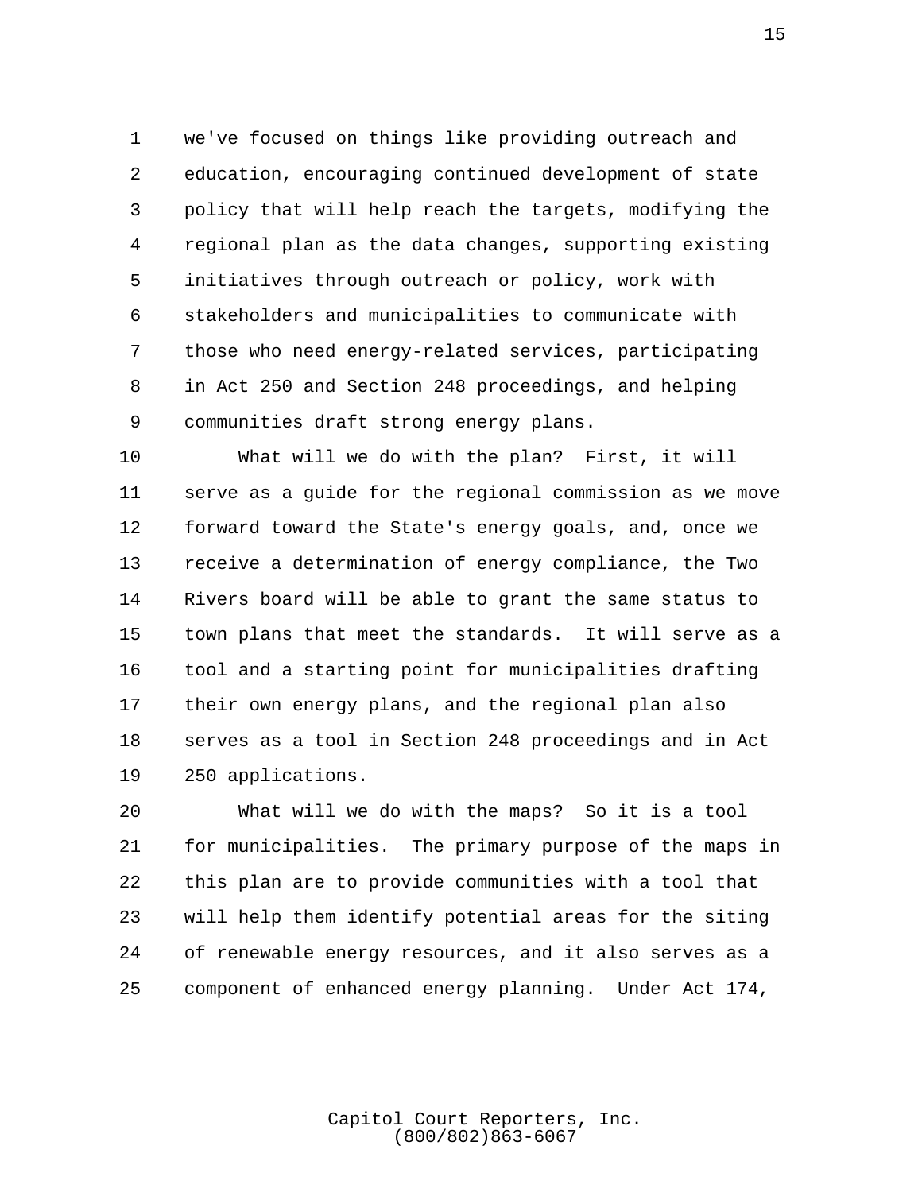we've focused on things like providing outreach and education, encouraging continued development of state policy that will help reach the targets, modifying the regional plan as the data changes, supporting existing initiatives through outreach or policy, work with stakeholders and municipalities to communicate with those who need energy-related services, participating in Act 250 and Section 248 proceedings, and helping communities draft strong energy plans.

What will we do with the plan? First, it will serve as a guide for the regional commission as we move forward toward the State's energy goals, and, once we receive a determination of energy compliance, the Two Rivers board will be able to grant the same status to town plans that meet the standards. It will serve as a tool and a starting point for municipalities drafting their own energy plans, and the regional plan also serves as a tool in Section 248 proceedings and in Act 250 applications.

What will we do with the maps? So it is a tool for municipalities. The primary purpose of the maps in this plan are to provide communities with a tool that will help them identify potential areas for the siting of renewable energy resources, and it also serves as a component of enhanced energy planning. Under Act 174,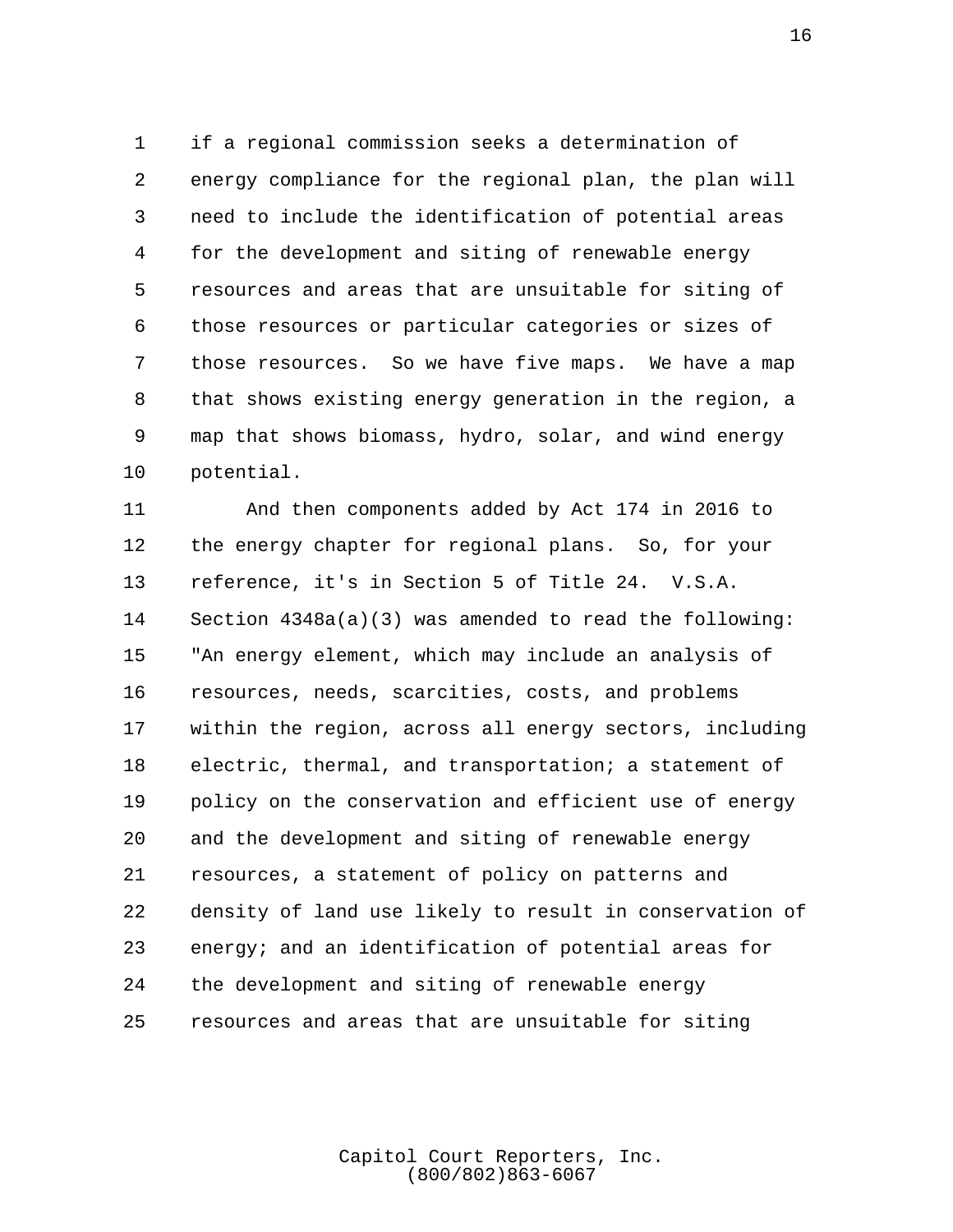if a regional commission seeks a determination of energy compliance for the regional plan, the plan will need to include the identification of potential areas for the development and siting of renewable energy resources and areas that are unsuitable for siting of those resources or particular categories or sizes of those resources. So we have five maps. We have a map that shows existing energy generation in the region, a map that shows biomass, hydro, solar, and wind energy potential.

And then components added by Act 174 in 2016 to the energy chapter for regional plans. So, for your reference, it's in Section 5 of Title 24. V.S.A. Section 4348a(a)(3) was amended to read the following: "An energy element, which may include an analysis of resources, needs, scarcities, costs, and problems within the region, across all energy sectors, including electric, thermal, and transportation; a statement of policy on the conservation and efficient use of energy and the development and siting of renewable energy resources, a statement of policy on patterns and density of land use likely to result in conservation of energy; and an identification of potential areas for the development and siting of renewable energy resources and areas that are unsuitable for siting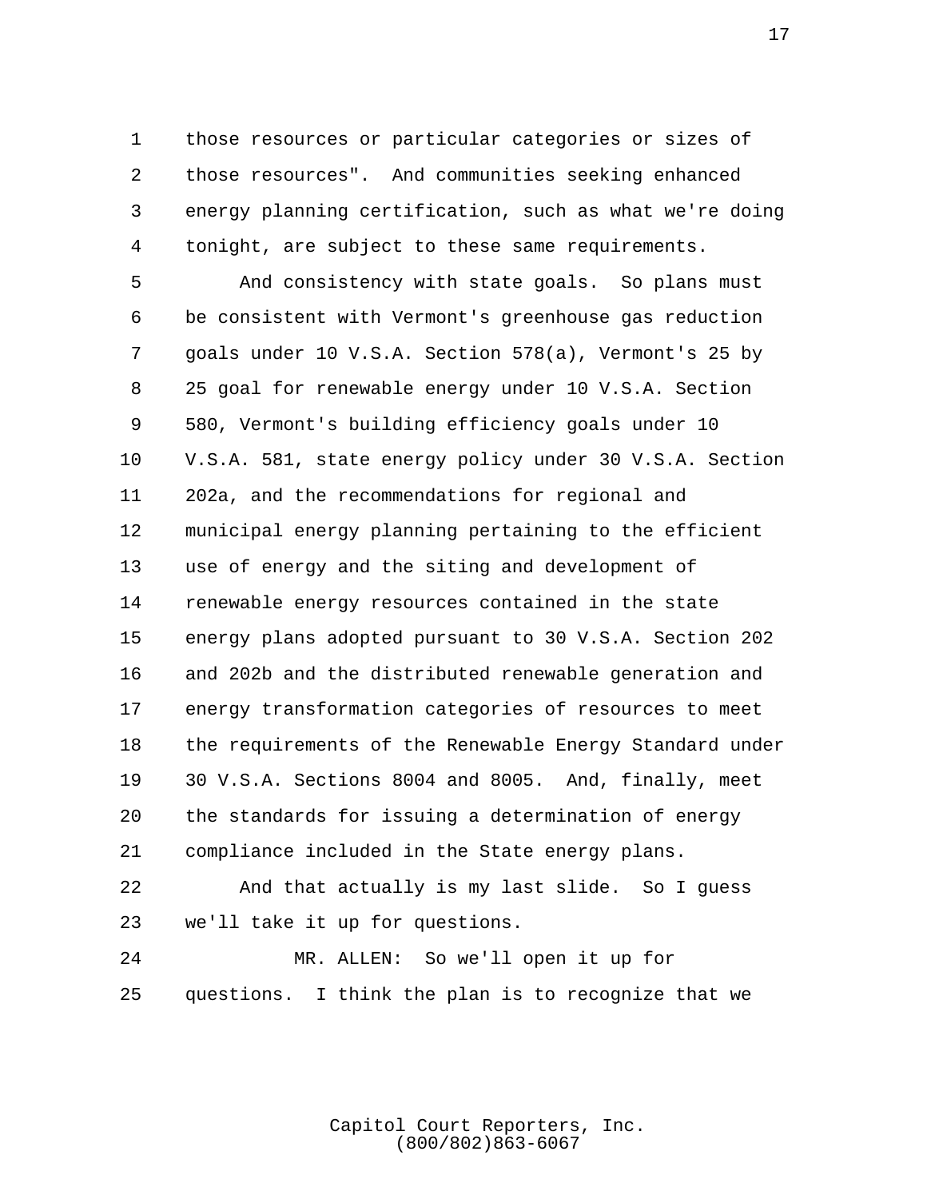those resources or particular categories or sizes of those resources". And communities seeking enhanced energy planning certification, such as what we're doing tonight, are subject to these same requirements.

And consistency with state goals. So plans must be consistent with Vermont's greenhouse gas reduction goals under 10 V.S.A. Section 578(a), Vermont's 25 by 25 goal for renewable energy under 10 V.S.A. Section 580, Vermont's building efficiency goals under 10 V.S.A. 581, state energy policy under 30 V.S.A. Section 202a, and the recommendations for regional and municipal energy planning pertaining to the efficient use of energy and the siting and development of renewable energy resources contained in the state energy plans adopted pursuant to 30 V.S.A. Section 202 and 202b and the distributed renewable generation and energy transformation categories of resources to meet the requirements of the Renewable Energy Standard under 30 V.S.A. Sections 8004 and 8005. And, finally, meet the standards for issuing a determination of energy compliance included in the State energy plans.

And that actually is my last slide. So I guess we'll take it up for questions.

MR. ALLEN: So we'll open it up for questions. I think the plan is to recognize that we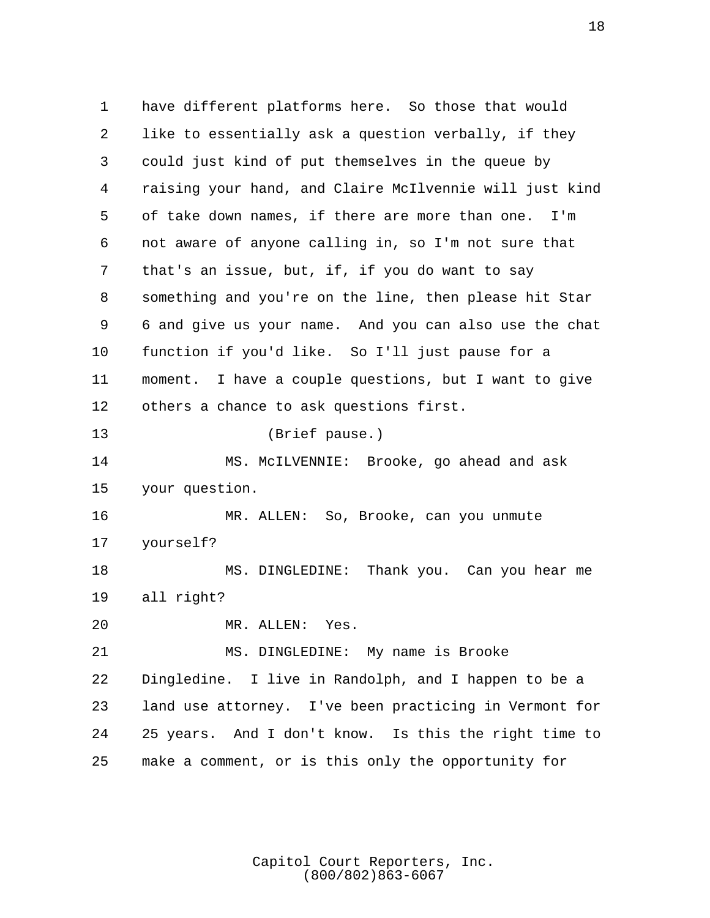have different platforms here. So those that would like to essentially ask a question verbally, if they could just kind of put themselves in the queue by raising your hand, and Claire McIlvennie will just kind of take down names, if there are more than one. I'm not aware of anyone calling in, so I'm not sure that that's an issue, but, if, if you do want to say something and you're on the line, then please hit Star 6 and give us your name. And you can also use the chat function if you'd like. So I'll just pause for a moment. I have a couple questions, but I want to give others a chance to ask questions first.

(Brief pause.)

MS. McILVENNIE: Brooke, go ahead and ask your question.

MR. ALLEN: So, Brooke, can you unmute yourself?

MS. DINGLEDINE: Thank you. Can you hear me all right?

MR. ALLEN: Yes.

MS. DINGLEDINE: My name is Brooke Dingledine. I live in Randolph, and I happen to be a land use attorney. I've been practicing in Vermont for 25 years. And I don't know. Is this the right time to make a comment, or is this only the opportunity for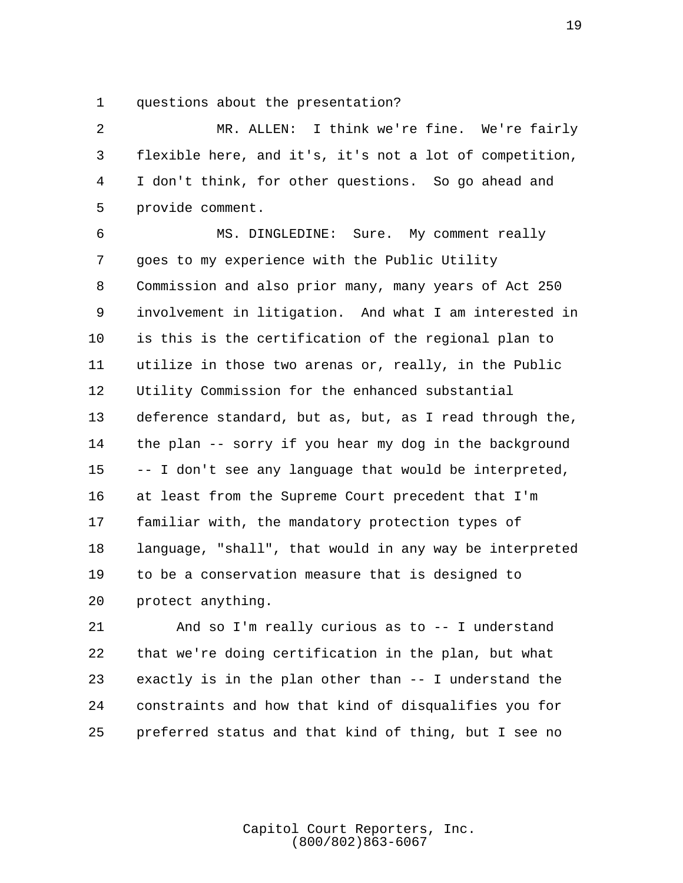questions about the presentation?

MR. ALLEN: I think we're fine. We're fairly flexible here, and it's, it's not a lot of competition, I don't think, for other questions. So go ahead and provide comment.

MS. DINGLEDINE: Sure. My comment really goes to my experience with the Public Utility Commission and also prior many, many years of Act 250 involvement in litigation. And what I am interested in is this is the certification of the regional plan to utilize in those two arenas or, really, in the Public Utility Commission for the enhanced substantial deference standard, but as, but, as I read through the, the plan -- sorry if you hear my dog in the background -- I don't see any language that would be interpreted, at least from the Supreme Court precedent that I'm familiar with, the mandatory protection types of language, "shall", that would in any way be interpreted to be a conservation measure that is designed to protect anything.

And so I'm really curious as to -- I understand that we're doing certification in the plan, but what exactly is in the plan other than -- I understand the constraints and how that kind of disqualifies you for preferred status and that kind of thing, but I see no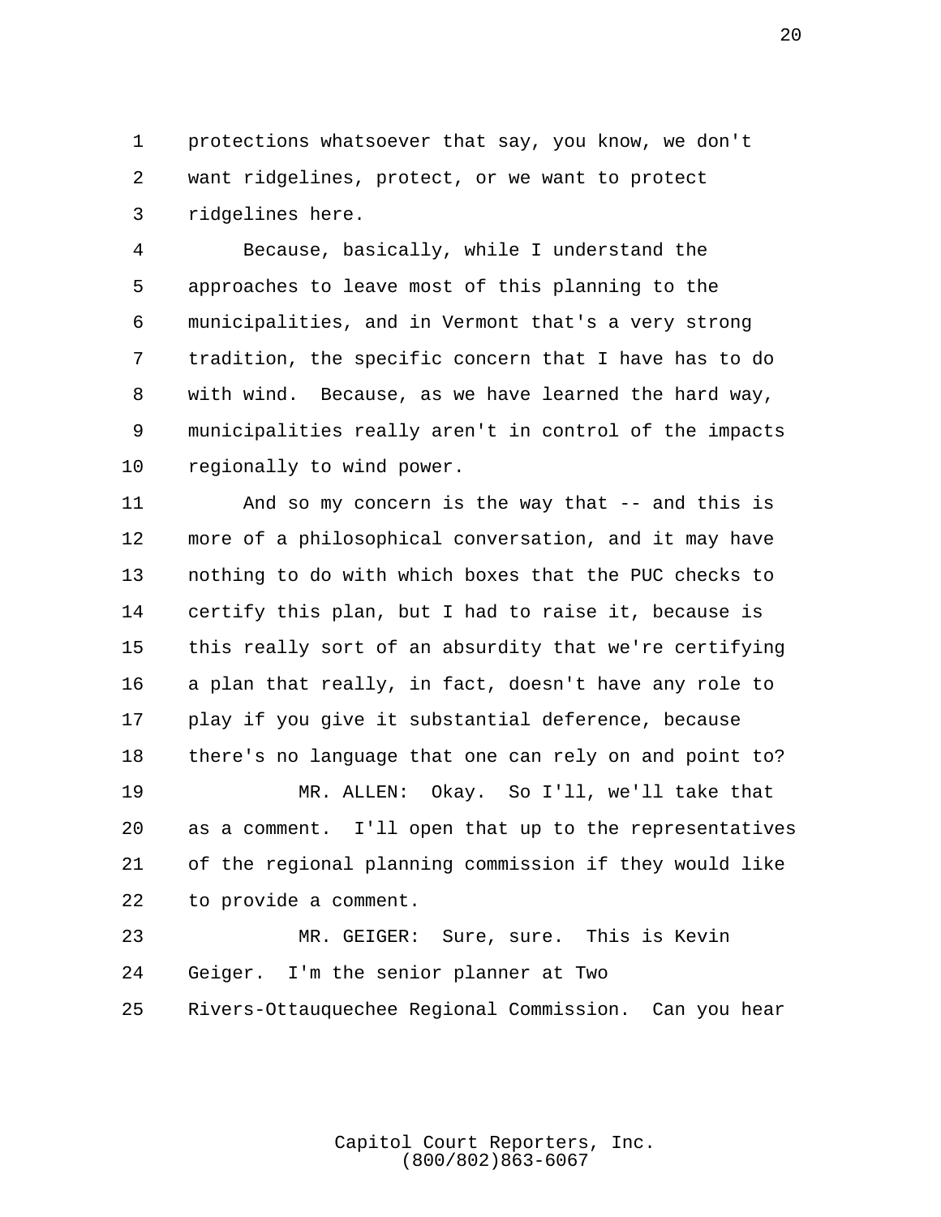protections whatsoever that say, you know, we don't want ridgelines, protect, or we want to protect ridgelines here.

Because, basically, while I understand the approaches to leave most of this planning to the municipalities, and in Vermont that's a very strong tradition, the specific concern that I have has to do with wind. Because, as we have learned the hard way, municipalities really aren't in control of the impacts regionally to wind power.

And so my concern is the way that -- and this is more of a philosophical conversation, and it may have nothing to do with which boxes that the PUC checks to certify this plan, but I had to raise it, because is this really sort of an absurdity that we're certifying a plan that really, in fact, doesn't have any role to play if you give it substantial deference, because there's no language that one can rely on and point to?

MR. ALLEN: Okay. So I'll, we'll take that as a comment. I'll open that up to the representatives of the regional planning commission if they would like to provide a comment.

MR. GEIGER: Sure, sure. This is Kevin Geiger. I'm the senior planner at Two Rivers-Ottauquechee Regional Commission. Can you hear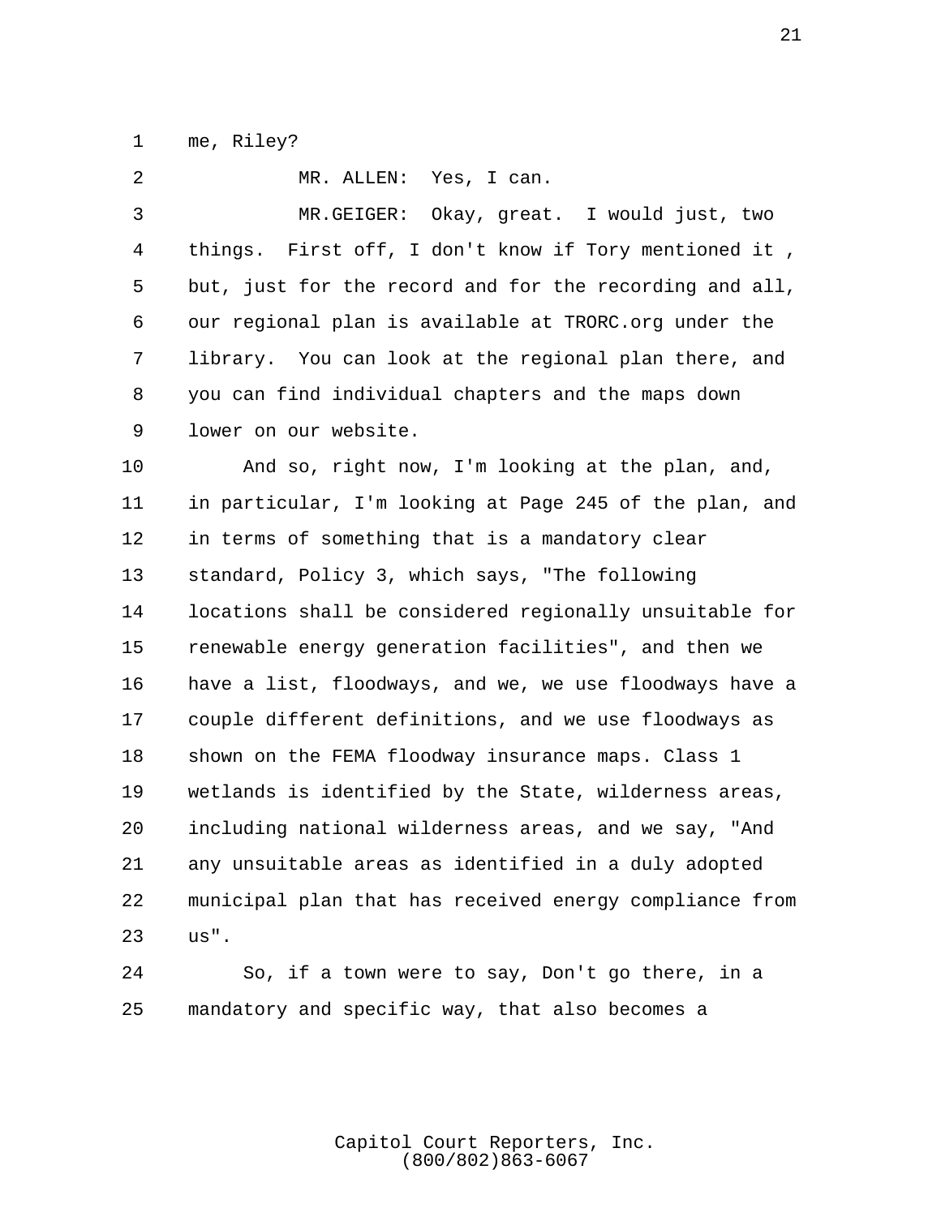me, Riley?

MR. ALLEN: Yes, I can.

MR.GEIGER: Okay, great. I would just, two things. First off, I don't know if Tory mentioned it , but, just for the record and for the recording and all, our regional plan is available at TRORC.org under the library. You can look at the regional plan there, and you can find individual chapters and the maps down lower on our website.

And so, right now, I'm looking at the plan, and, in particular, I'm looking at Page 245 of the plan, and in terms of something that is a mandatory clear standard, Policy 3, which says, "The following locations shall be considered regionally unsuitable for renewable energy generation facilities", and then we have a list, floodways, and we, we use floodways have a couple different definitions, and we use floodways as shown on the FEMA floodway insurance maps. Class 1 wetlands is identified by the State, wilderness areas, including national wilderness areas, and we say, "And any unsuitable areas as identified in a duly adopted municipal plan that has received energy compliance from us".

So, if a town were to say, Don't go there, in a mandatory and specific way, that also becomes a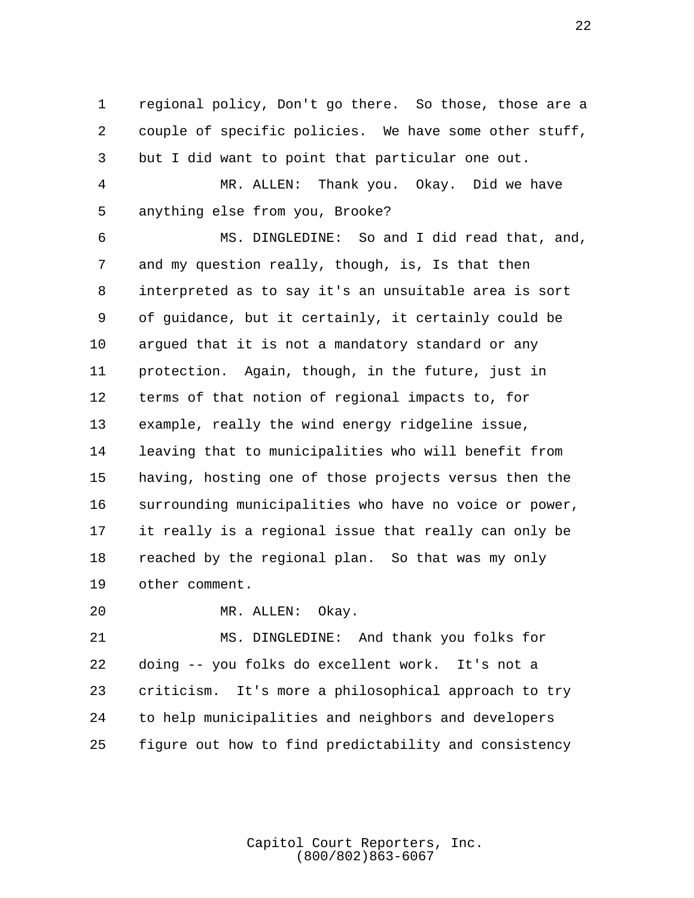regional policy, Don't go there. So those, those are a couple of specific policies. We have some other stuff, but I did want to point that particular one out.

MR. ALLEN: Thank you. Okay. Did we have anything else from you, Brooke?

MS. DINGLEDINE: So and I did read that, and, and my question really, though, is, Is that then interpreted as to say it's an unsuitable area is sort of guidance, but it certainly, it certainly could be argued that it is not a mandatory standard or any protection. Again, though, in the future, just in terms of that notion of regional impacts to, for example, really the wind energy ridgeline issue, leaving that to municipalities who will benefit from having, hosting one of those projects versus then the surrounding municipalities who have no voice or power, it really is a regional issue that really can only be reached by the regional plan. So that was my only other comment.

MR. ALLEN: Okay.

MS. DINGLEDINE: And thank you folks for doing -- you folks do excellent work. It's not a criticism. It's more a philosophical approach to try to help municipalities and neighbors and developers figure out how to find predictability and consistency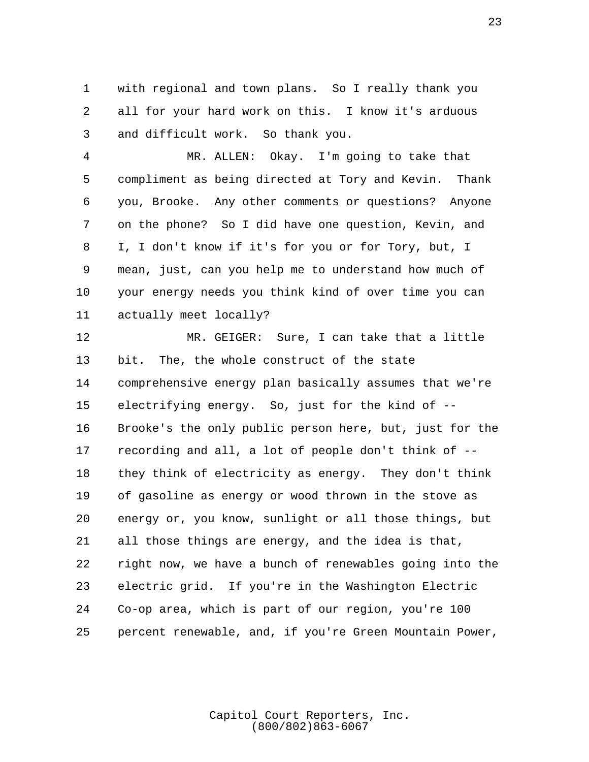with regional and town plans. So I really thank you all for your hard work on this. I know it's arduous and difficult work. So thank you.

MR. ALLEN: Okay. I'm going to take that compliment as being directed at Tory and Kevin. Thank you, Brooke. Any other comments or questions? Anyone on the phone? So I did have one question, Kevin, and I, I don't know if it's for you or for Tory, but, I mean, just, can you help me to understand how much of your energy needs you think kind of over time you can actually meet locally?

MR. GEIGER: Sure, I can take that a little bit. The, the whole construct of the state comprehensive energy plan basically assumes that we're electrifying energy. So, just for the kind of -- Brooke's the only public person here, but, just for the recording and all, a lot of people don't think of -- they think of electricity as energy. They don't think of gasoline as energy or wood thrown in the stove as energy or, you know, sunlight or all those things, but all those things are energy, and the idea is that, right now, we have a bunch of renewables going into the electric grid. If you're in the Washington Electric Co-op area, which is part of our region, you're 100 percent renewable, and, if you're Green Mountain Power,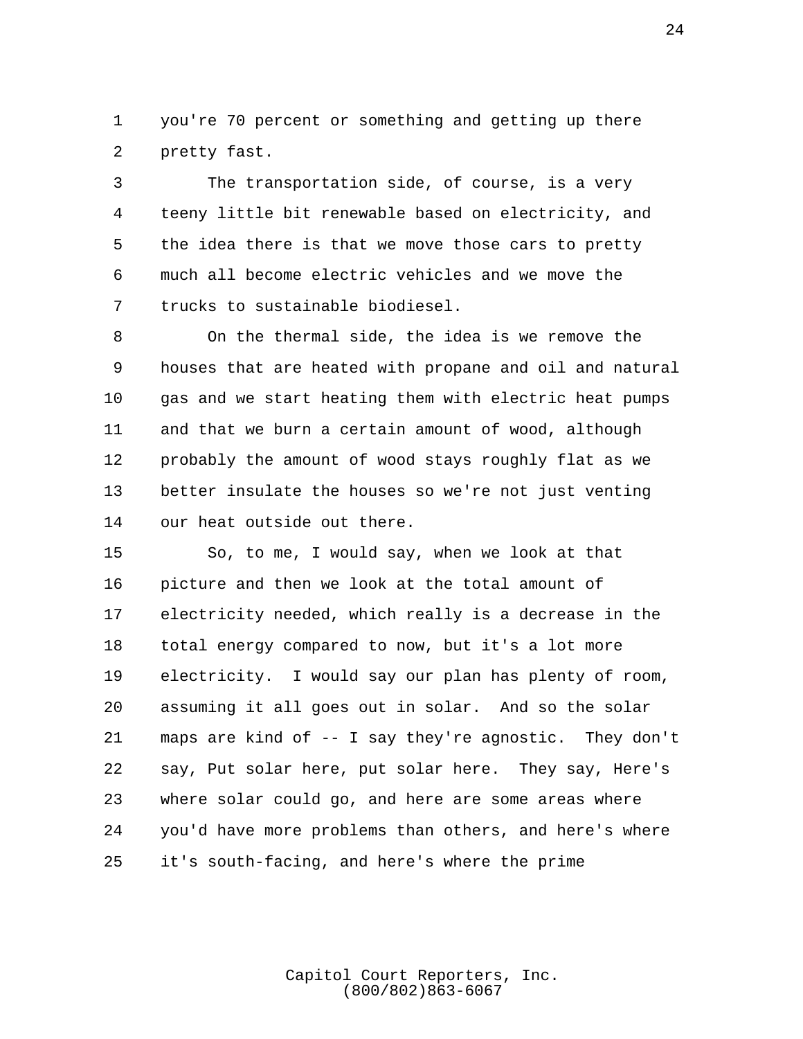you're 70 percent or something and getting up there pretty fast.

The transportation side, of course, is a very teeny little bit renewable based on electricity, and the idea there is that we move those cars to pretty much all become electric vehicles and we move the trucks to sustainable biodiesel.

On the thermal side, the idea is we remove the houses that are heated with propane and oil and natural gas and we start heating them with electric heat pumps and that we burn a certain amount of wood, although probably the amount of wood stays roughly flat as we better insulate the houses so we're not just venting our heat outside out there.

So, to me, I would say, when we look at that picture and then we look at the total amount of electricity needed, which really is a decrease in the total energy compared to now, but it's a lot more electricity. I would say our plan has plenty of room, assuming it all goes out in solar. And so the solar maps are kind of -- I say they're agnostic. They don't say, Put solar here, put solar here. They say, Here's where solar could go, and here are some areas where you'd have more problems than others, and here's where it's south-facing, and here's where the prime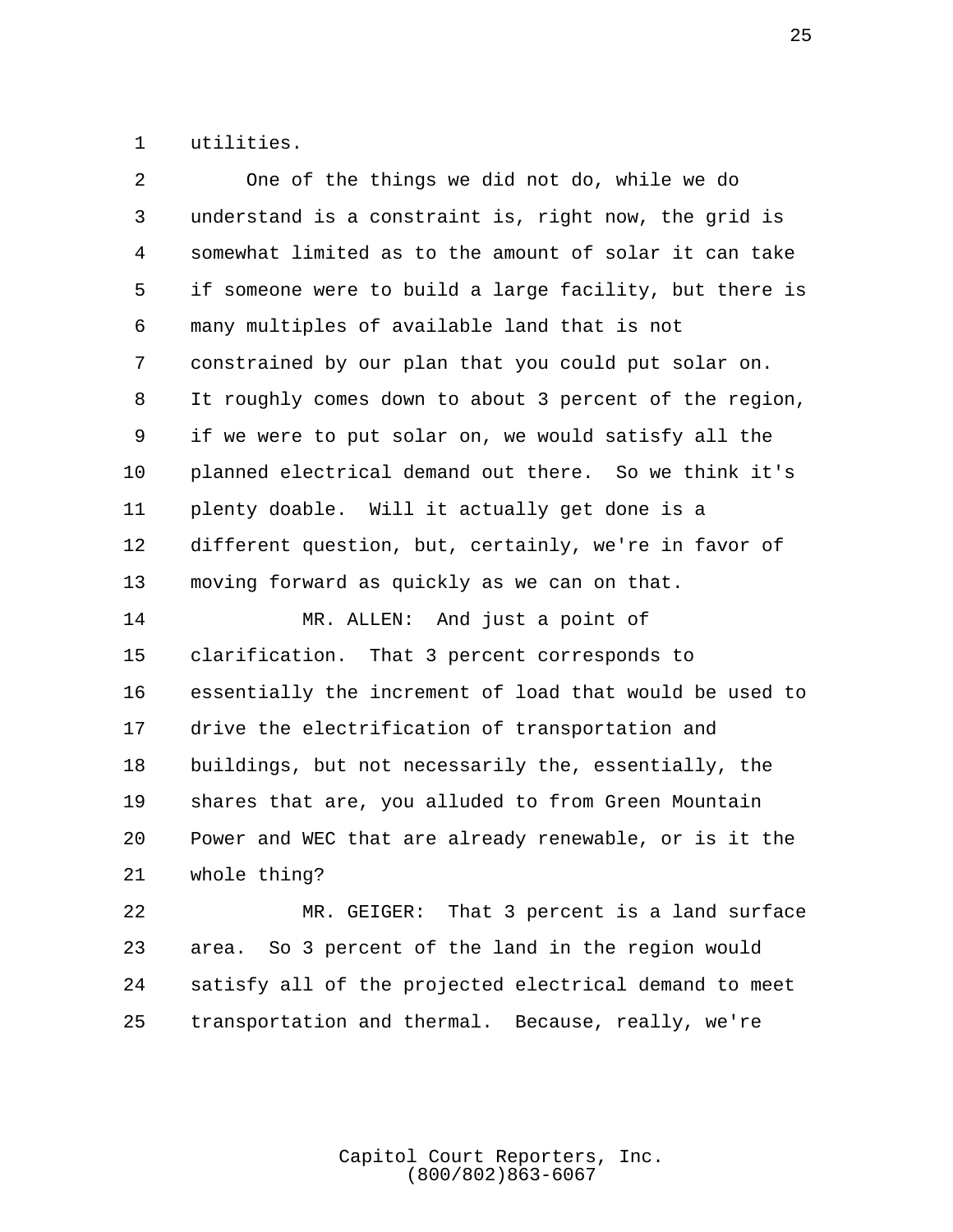utilities.

One of the things we did not do, while we do understand is a constraint is, right now, the grid is somewhat limited as to the amount of solar it can take if someone were to build a large facility, but there is many multiples of available land that is not constrained by our plan that you could put solar on. It roughly comes down to about 3 percent of the region, if we were to put solar on, we would satisfy all the planned electrical demand out there. So we think it's plenty doable. Will it actually get done is a different question, but, certainly, we're in favor of moving forward as quickly as we can on that.

MR. ALLEN: And just a point of clarification. That 3 percent corresponds to essentially the increment of load that would be used to drive the electrification of transportation and buildings, but not necessarily the, essentially, the shares that are, you alluded to from Green Mountain Power and WEC that are already renewable, or is it the whole thing?

MR. GEIGER: That 3 percent is a land surface area. So 3 percent of the land in the region would satisfy all of the projected electrical demand to meet transportation and thermal. Because, really, we're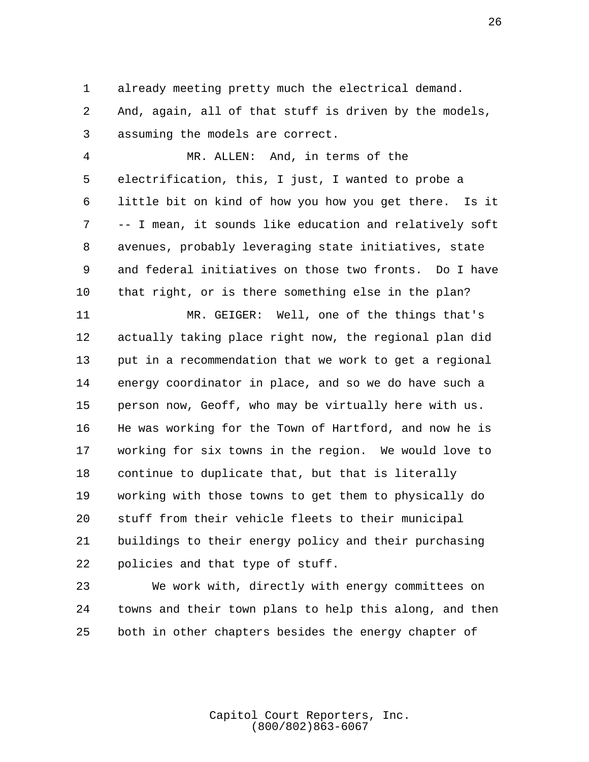already meeting pretty much the electrical demand. And, again, all of that stuff is driven by the models, assuming the models are correct.

MR. ALLEN: And, in terms of the electrification, this, I just, I wanted to probe a little bit on kind of how you how you get there. Is it -- I mean, it sounds like education and relatively soft avenues, probably leveraging state initiatives, state and federal initiatives on those two fronts. Do I have that right, or is there something else in the plan?

MR. GEIGER: Well, one of the things that's actually taking place right now, the regional plan did put in a recommendation that we work to get a regional energy coordinator in place, and so we do have such a person now, Geoff, who may be virtually here with us. He was working for the Town of Hartford, and now he is working for six towns in the region. We would love to continue to duplicate that, but that is literally working with those towns to get them to physically do stuff from their vehicle fleets to their municipal buildings to their energy policy and their purchasing policies and that type of stuff.

We work with, directly with energy committees on towns and their town plans to help this along, and then both in other chapters besides the energy chapter of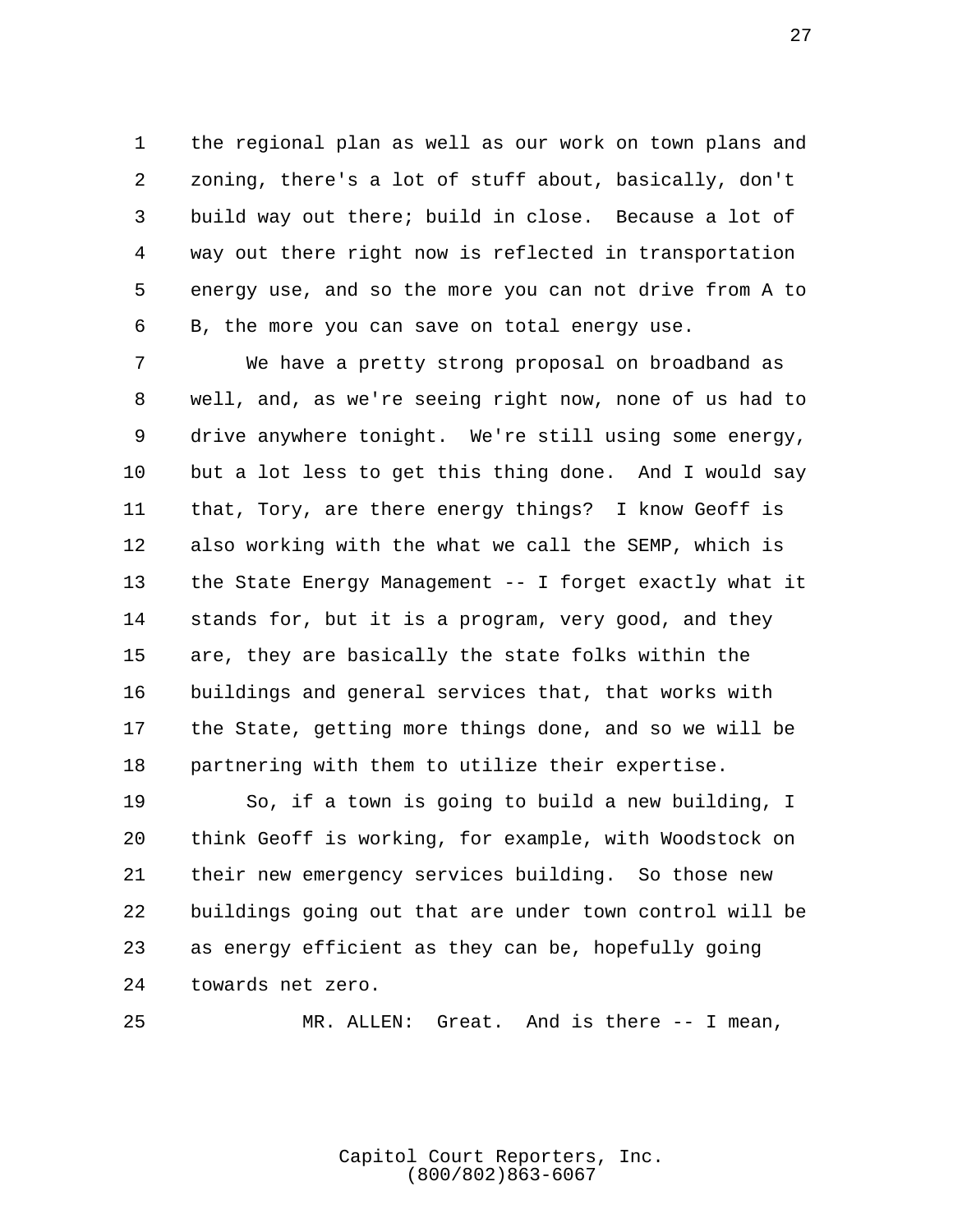the regional plan as well as our work on town plans and zoning, there's a lot of stuff about, basically, don't build way out there; build in close. Because a lot of way out there right now is reflected in transportation energy use, and so the more you can not drive from A to B, the more you can save on total energy use.

We have a pretty strong proposal on broadband as well, and, as we're seeing right now, none of us had to drive anywhere tonight. We're still using some energy, but a lot less to get this thing done. And I would say that, Tory, are there energy things? I know Geoff is also working with the what we call the SEMP, which is the State Energy Management -- I forget exactly what it stands for, but it is a program, very good, and they are, they are basically the state folks within the buildings and general services that, that works with the State, getting more things done, and so we will be partnering with them to utilize their expertise.

So, if a town is going to build a new building, I think Geoff is working, for example, with Woodstock on their new emergency services building. So those new buildings going out that are under town control will be as energy efficient as they can be, hopefully going towards net zero.

MR. ALLEN: Great. And is there -- I mean,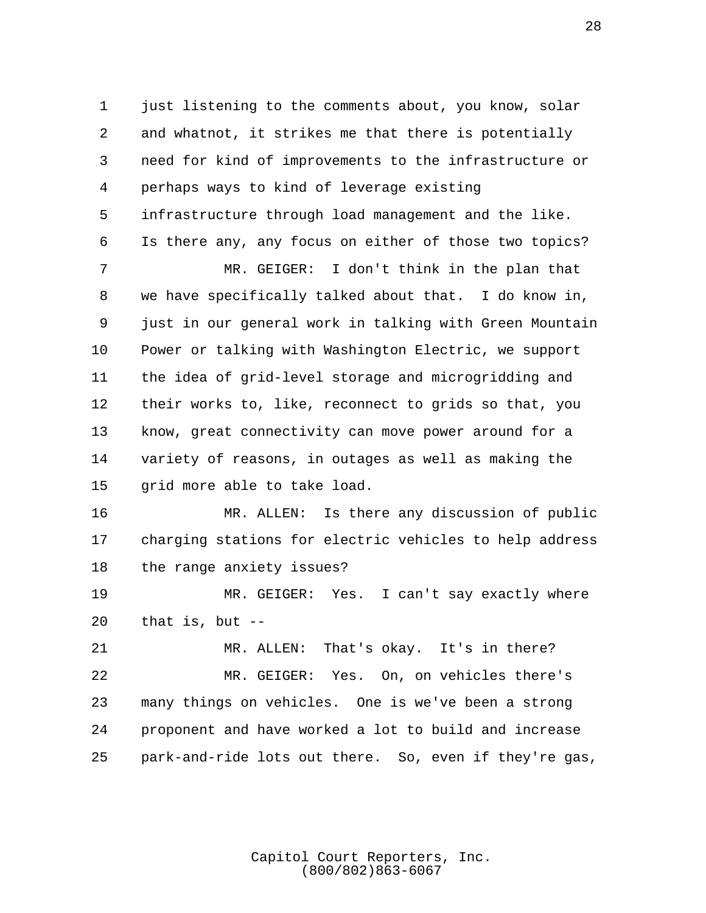just listening to the comments about, you know, solar and whatnot, it strikes me that there is potentially need for kind of improvements to the infrastructure or perhaps ways to kind of leverage existing infrastructure through load management and the like. Is there any, any focus on either of those two topics?

MR. GEIGER: I don't think in the plan that we have specifically talked about that. I do know in, just in our general work in talking with Green Mountain Power or talking with Washington Electric, we support the idea of grid-level storage and microgridding and their works to, like, reconnect to grids so that, you know, great connectivity can move power around for a variety of reasons, in outages as well as making the grid more able to take load.

MR. ALLEN: Is there any discussion of public charging stations for electric vehicles to help address the range anxiety issues?

MR. GEIGER: Yes. I can't say exactly where that is, but --

MR. ALLEN: That's okay. It's in there?

MR. GEIGER: Yes. On, on vehicles there's many things on vehicles. One is we've been a strong proponent and have worked a lot to build and increase park-and-ride lots out there. So, even if they're gas,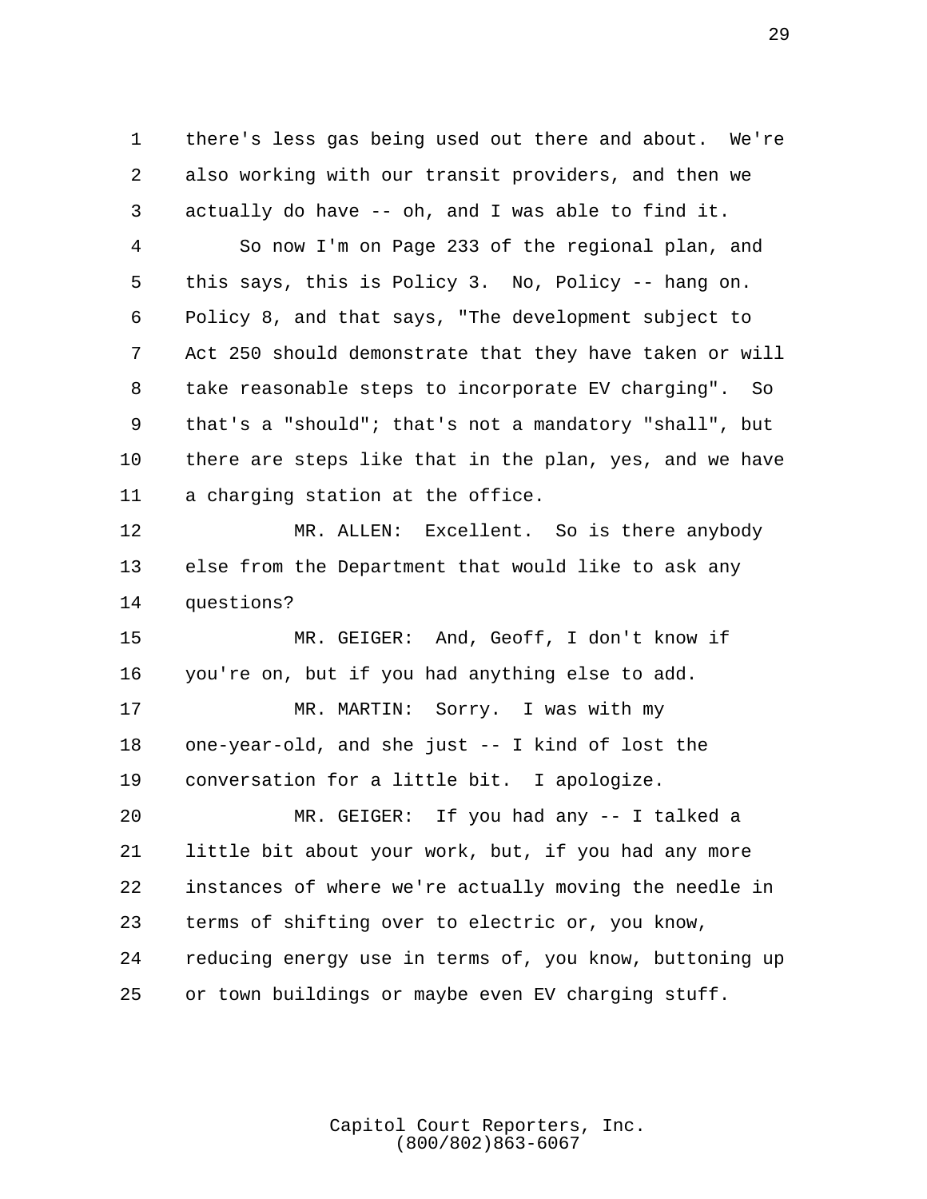there's less gas being used out there and about. We're also working with our transit providers, and then we actually do have -- oh, and I was able to find it.

So now I'm on Page 233 of the regional plan, and this says, this is Policy 3. No, Policy -- hang on. Policy 8, and that says, "The development subject to Act 250 should demonstrate that they have taken or will take reasonable steps to incorporate EV charging". So that's a "should"; that's not a mandatory "shall", but there are steps like that in the plan, yes, and we have a charging station at the office.

MR. ALLEN: Excellent. So is there anybody else from the Department that would like to ask any questions?

MR. GEIGER: And, Geoff, I don't know if you're on, but if you had anything else to add.

MR. MARTIN: Sorry. I was with my one-year-old, and she just -- I kind of lost the conversation for a little bit. I apologize.

MR. GEIGER: If you had any -- I talked a little bit about your work, but, if you had any more instances of where we're actually moving the needle in terms of shifting over to electric or, you know, reducing energy use in terms of, you know, buttoning up or town buildings or maybe even EV charging stuff.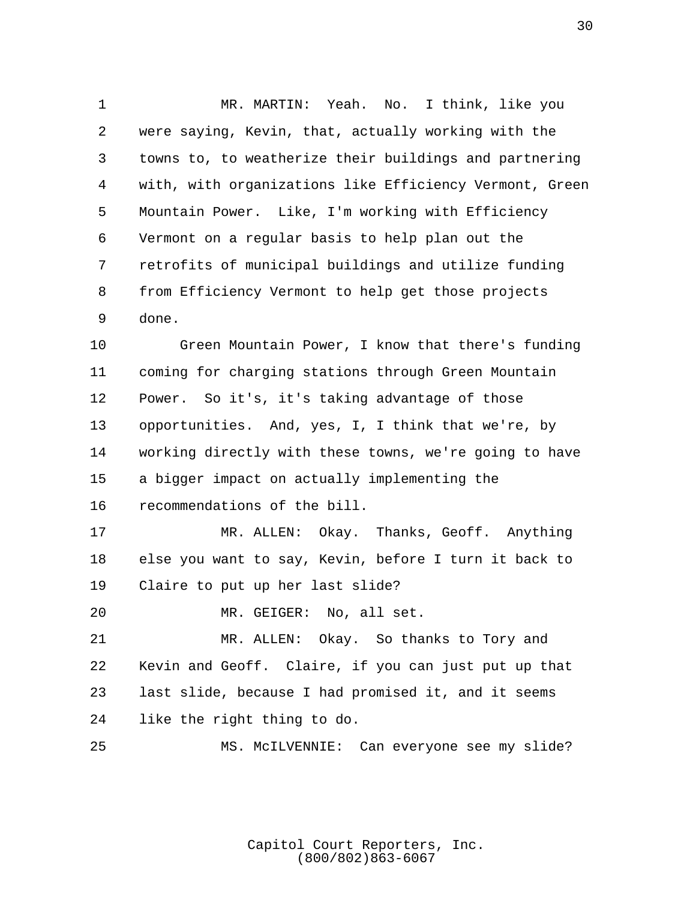MR. MARTIN: Yeah. No. I think, like you were saying, Kevin, that, actually working with the towns to, to weatherize their buildings and partnering with, with organizations like Efficiency Vermont, Green Mountain Power. Like, I'm working with Efficiency Vermont on a regular basis to help plan out the retrofits of municipal buildings and utilize funding from Efficiency Vermont to help get those projects done.

Green Mountain Power, I know that there's funding coming for charging stations through Green Mountain Power. So it's, it's taking advantage of those opportunities. And, yes, I, I think that we're, by working directly with these towns, we're going to have a bigger impact on actually implementing the recommendations of the bill.

MR. ALLEN: Okay. Thanks, Geoff. Anything else you want to say, Kevin, before I turn it back to Claire to put up her last slide?

MR. GEIGER: No, all set.

MR. ALLEN: Okay. So thanks to Tory and Kevin and Geoff. Claire, if you can just put up that last slide, because I had promised it, and it seems like the right thing to do.

MS. McILVENNIE: Can everyone see my slide?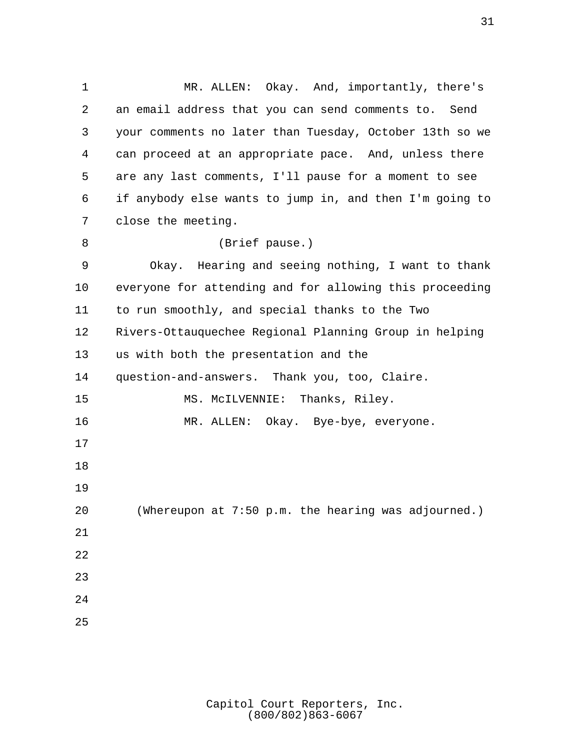MR. ALLEN: Okay. And, importantly, there's an email address that you can send comments to. Send your comments no later than Tuesday, October 13th so we can proceed at an appropriate pace. And, unless there are any last comments, I'll pause for a moment to see if anybody else wants to jump in, and then I'm going to close the meeting.

(Brief pause.)

Okay. Hearing and seeing nothing, I want to thank everyone for attending and for allowing this proceeding to run smoothly, and special thanks to the Two Rivers-Ottauquechee Regional Planning Group in helping us with both the presentation and the question-and-answers. Thank you, too, Claire.

MS. McILVENNIE: Thanks, Riley.

MR. ALLEN: Okay. Bye-bye, everyone.

(Whereupon at 7:50 p.m. the hearing was adjourned.)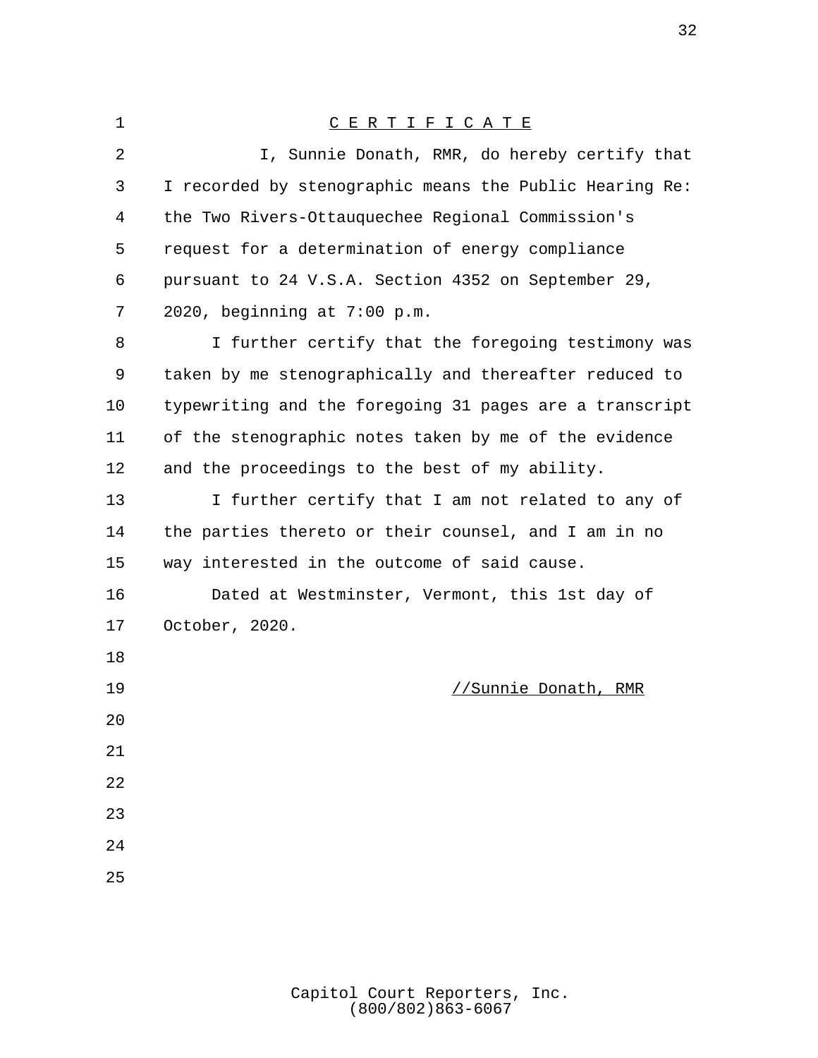C E R T I F I C A T E

I, Sunnie Donath, RMR, do hereby certify that I recorded by stenographic means the Public Hearing Re: the Two Rivers-Ottauquechee Regional Commission's request for a determination of energy compliance pursuant to 24 V.S.A. Section 4352 on September 29, 2020, beginning at 7:00 p.m.

I further certify that the foregoing testimony was taken by me stenographically and thereafter reduced to typewriting and the foregoing 31 pages are a transcript of the stenographic notes taken by me of the evidence and the proceedings to the best of my ability.

I further certify that I am not related to any of the parties thereto or their counsel, and I am in no way interested in the outcome of said cause.

Dated at Westminster, Vermont, this 1st day of October, 2020.

//Sunnie Donath, RMR